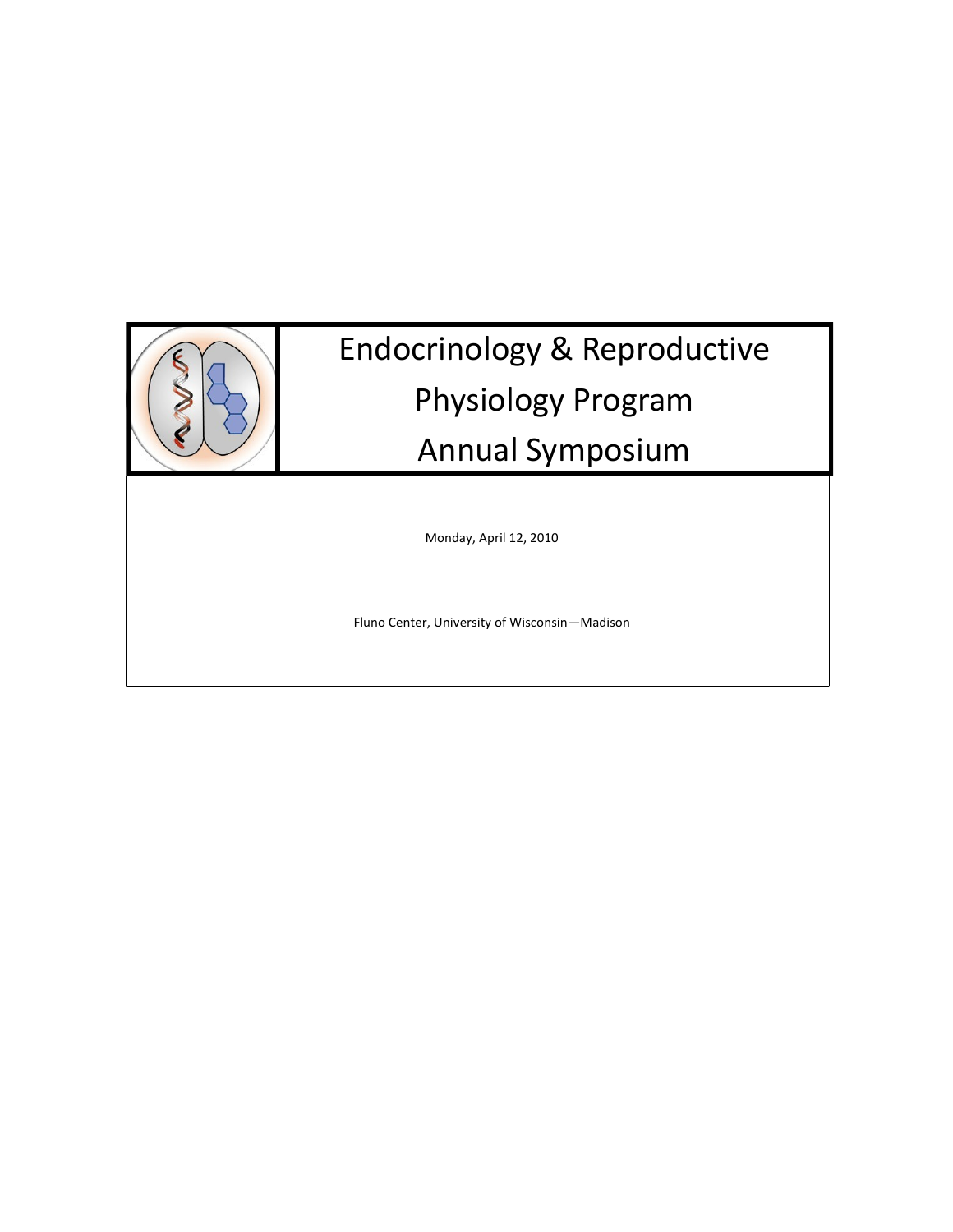# Endocrinology & Reproductive Physiology Program Annual Symposium

Monday, April 12, 2010

Fluno Center, University of Wisconsin—Madison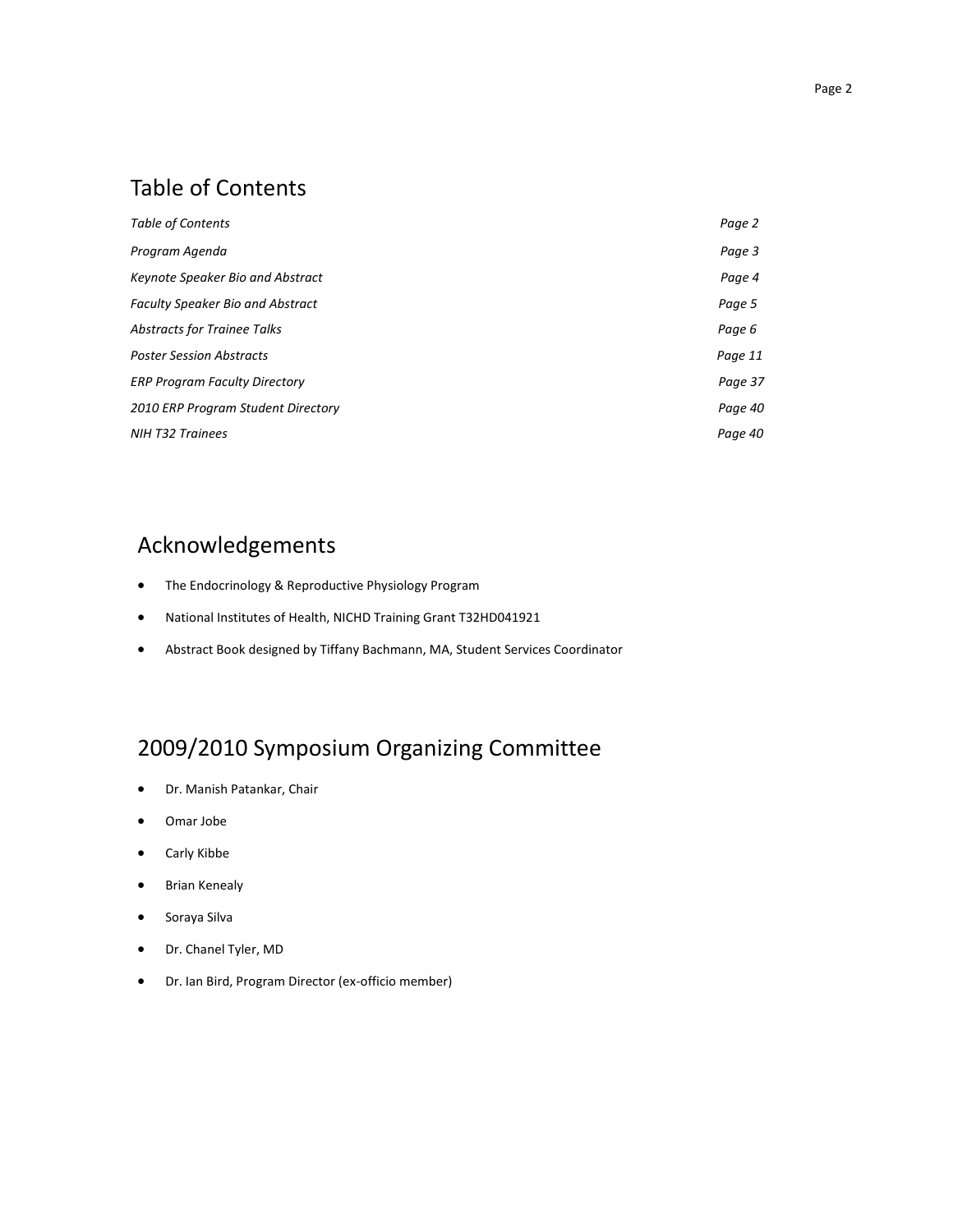## Table of Contents

| | |
|---|---|
| *Table of Contents* | *Page 2* |
| *Program Agenda* | *Page 3* |
| *Keynote Speaker Bio and Abstract* | *Page 4* |
| *Faculty Speaker Bio and Abstract* | *Page 5* |
| *Abstracts for Trainee Talks* | *Page 6* |
| *Poster Session Abstracts* | *Page 11* |
| *ERP Program Faculty Directory* | *Page 37* |
| *2010 ERP Program Student Directory* | *Page 40* |
| *NIH T32 Trainees* | *Page 40* |

## Acknowledgements

- The Endocrinology & Reproductive Physiology Program
- National Institutes of Health, NICHD Training Grant T32HD041921
- Abstract Book designed by Tiffany Bachmann, MA, Student Services Coordinator

## 2009/2010 Symposium Organizing Committee

- Dr. Manish Patankar, Chair
- Omar Jobe
- Carly Kibbe
- Brian Kenealy
- Soraya Silva
- Dr. Chanel Tyler, MD
- Dr. Ian Bird, Program Director (ex-officio member)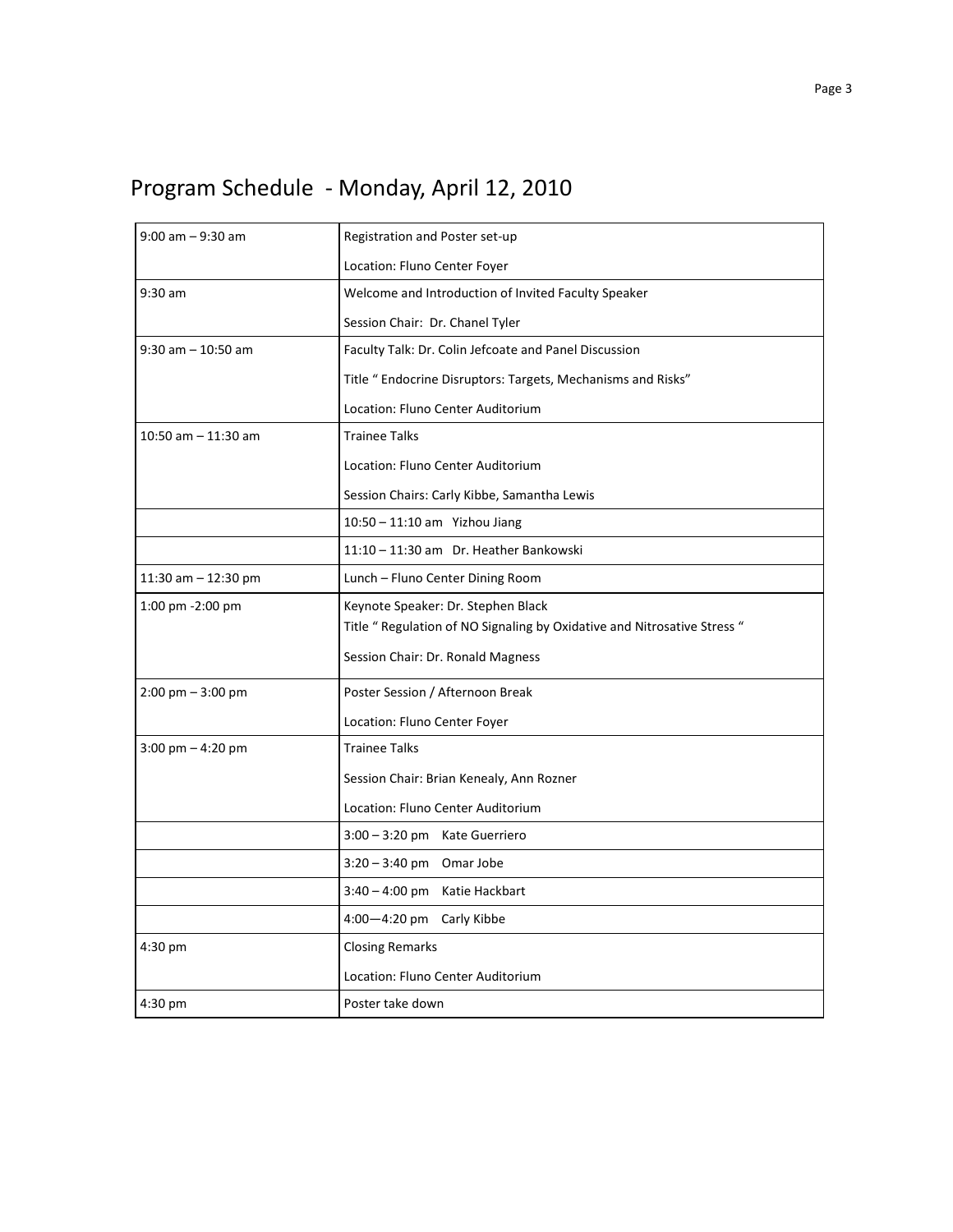# Program Schedule - Monday, April 12, 2010

| | |
|---|---|
| 9:00 am – 9:30 am | Registration and Poster set-up<br><br>Location: Fluno Center Foyer |
| 9:30 am | Welcome and Introduction of Invited Faculty Speaker<br><br>Session Chair: Dr. Chanel Tyler |
| 9:30 am – 10:50 am | Faculty Talk: Dr. Colin Jefcoate and Panel Discussion<br><br>Title " Endocrine Disruptors: Targets, Mechanisms and Risks"<br><br>Location: Fluno Center Auditorium |
| 10:50 am – 11:30 am | Trainee Talks<br><br>Location: Fluno Center Auditorium<br><br>Session Chairs: Carly Kibbe, Samantha Lewis |
| | 10:50 – 11:10 am Yizhou Jiang |
| | 11:10 – 11:30 am Dr. Heather Bankowski |
| 11:30 am – 12:30 pm | Lunch – Fluno Center Dining Room |
| 1:00 pm -2:00 pm | Keynote Speaker: Dr. Stephen Black<br>Title " Regulation of NO Signaling by Oxidative and Nitrosative Stress "<br><br>Session Chair: Dr. Ronald Magness |
| 2:00 pm – 3:00 pm | Poster Session / Afternoon Break<br><br>Location: Fluno Center Foyer |
| 3:00 pm – 4:20 pm | Trainee Talks<br><br>Session Chair: Brian Kenealy, Ann Rozner<br><br>Location: Fluno Center Auditorium |
| | 3:00 – 3:20 pm Kate Guerriero |
| | 3:20 – 3:40 pm Omar Jobe |
| | 3:40 – 4:00 pm Katie Hackbart |
| | 4:00—4:20 pm Carly Kibbe |
| 4:30 pm | Closing Remarks<br><br>Location: Fluno Center Auditorium |
| 4:30 pm | Poster take down |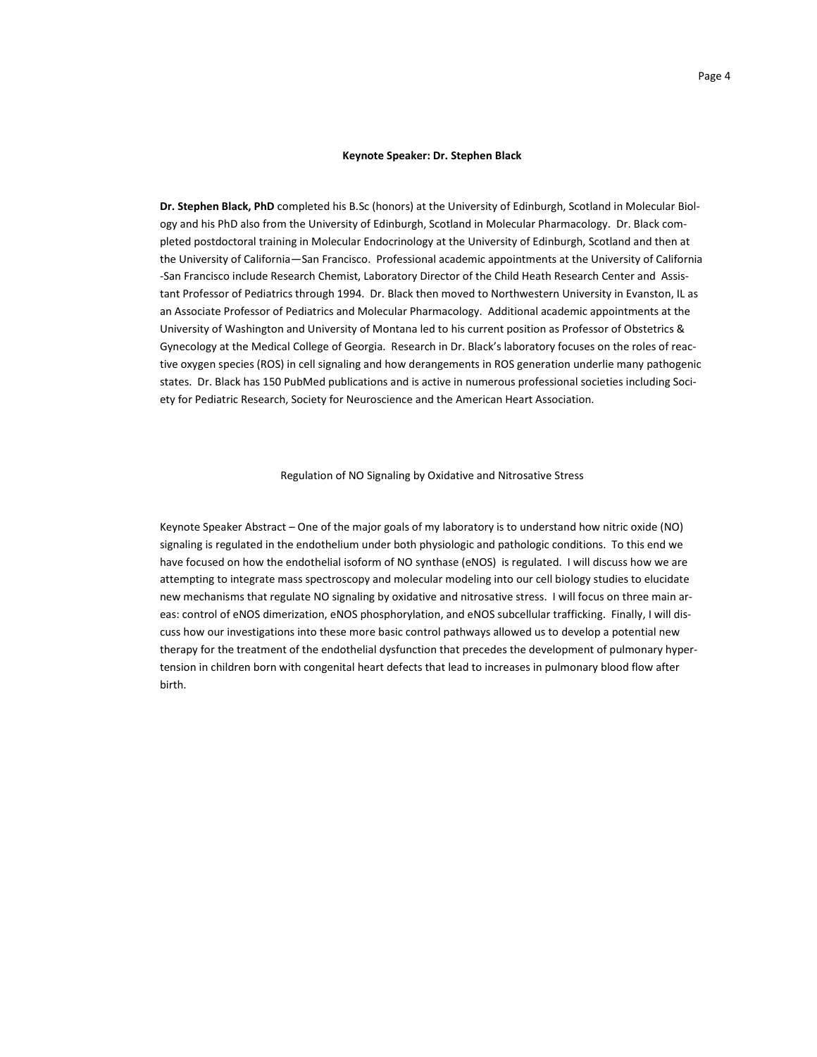## Keynote Speaker: Dr. Stephen Black

**Dr. Stephen Black, PhD** completed his B.Sc (honors) at the University of Edinburgh, Scotland in Molecular Biology and his PhD also from the University of Edinburgh, Scotland in Molecular Pharmacology. Dr. Black completed postdoctoral training in Molecular Endocrinology at the University of Edinburgh, Scotland and then at the University of California—San Francisco. Professional academic appointments at the University of California -San Francisco include Research Chemist, Laboratory Director of the Child Heath Research Center and Assistant Professor of Pediatrics through 1994. Dr. Black then moved to Northwestern University in Evanston, IL as an Associate Professor of Pediatrics and Molecular Pharmacology. Additional academic appointments at the University of Washington and University of Montana led to his current position as Professor of Obstetrics & Gynecology at the Medical College of Georgia. Research in Dr. Black's laboratory focuses on the roles of reactive oxygen species (ROS) in cell signaling and how derangements in ROS generation underlie many pathogenic states. Dr. Black has 150 PubMed publications and is active in numerous professional societies including Society for Pediatric Research, Society for Neuroscience and the American Heart Association.

### Regulation of NO Signaling by Oxidative and Nitrosative Stress

Keynote Speaker Abstract – One of the major goals of my laboratory is to understand how nitric oxide (NO) signaling is regulated in the endothelium under both physiologic and pathologic conditions. To this end we have focused on how the endothelial isoform of NO synthase (eNOS) is regulated. I will discuss how we are attempting to integrate mass spectroscopy and molecular modeling into our cell biology studies to elucidate new mechanisms that regulate NO signaling by oxidative and nitrosative stress. I will focus on three main areas: control of eNOS dimerization, eNOS phosphorylation, and eNOS subcellular trafficking. Finally, I will discuss how our investigations into these more basic control pathways allowed us to develop a potential new therapy for the treatment of the endothelial dysfunction that precedes the development of pulmonary hypertension in children born with congenital heart defects that lead to increases in pulmonary blood flow after birth.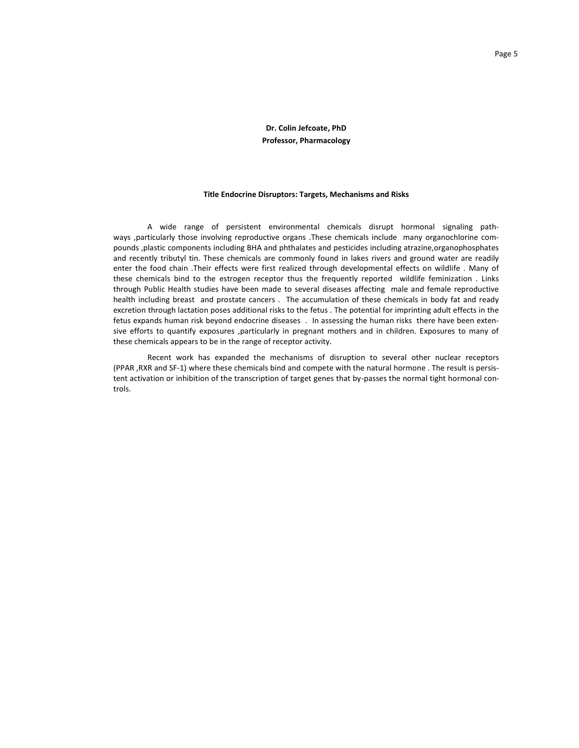**Dr. Colin Jefcoate, PhD**
**Professor, Pharmacology**

**Title Endocrine Disruptors: Targets, Mechanisms and Risks**

A wide range of persistent environmental chemicals disrupt hormonal signaling pathways ,particularly those involving reproductive organs .These chemicals include many organochlorine compounds ,plastic components including BHA and phthalates and pesticides including atrazine,organophosphates and recently tributyl tin. These chemicals are commonly found in lakes rivers and ground water are readily enter the food chain .Their effects were first realized through developmental effects on wildlife . Many of these chemicals bind to the estrogen receptor thus the frequently reported wildlife feminization . Links through Public Health studies have been made to several diseases affecting male and female reproductive health including breast and prostate cancers . The accumulation of these chemicals in body fat and ready excretion through lactation poses additional risks to the fetus . The potential for imprinting adult effects in the fetus expands human risk beyond endocrine diseases . In assessing the human risks there have been extensive efforts to quantify exposures ,particularly in pregnant mothers and in children. Exposures to many of these chemicals appears to be in the range of receptor activity.

Recent work has expanded the mechanisms of disruption to several other nuclear receptors (PPAR ,RXR and SF-1) where these chemicals bind and compete with the natural hormone . The result is persistent activation or inhibition of the transcription of target genes that by-passes the normal tight hormonal controls.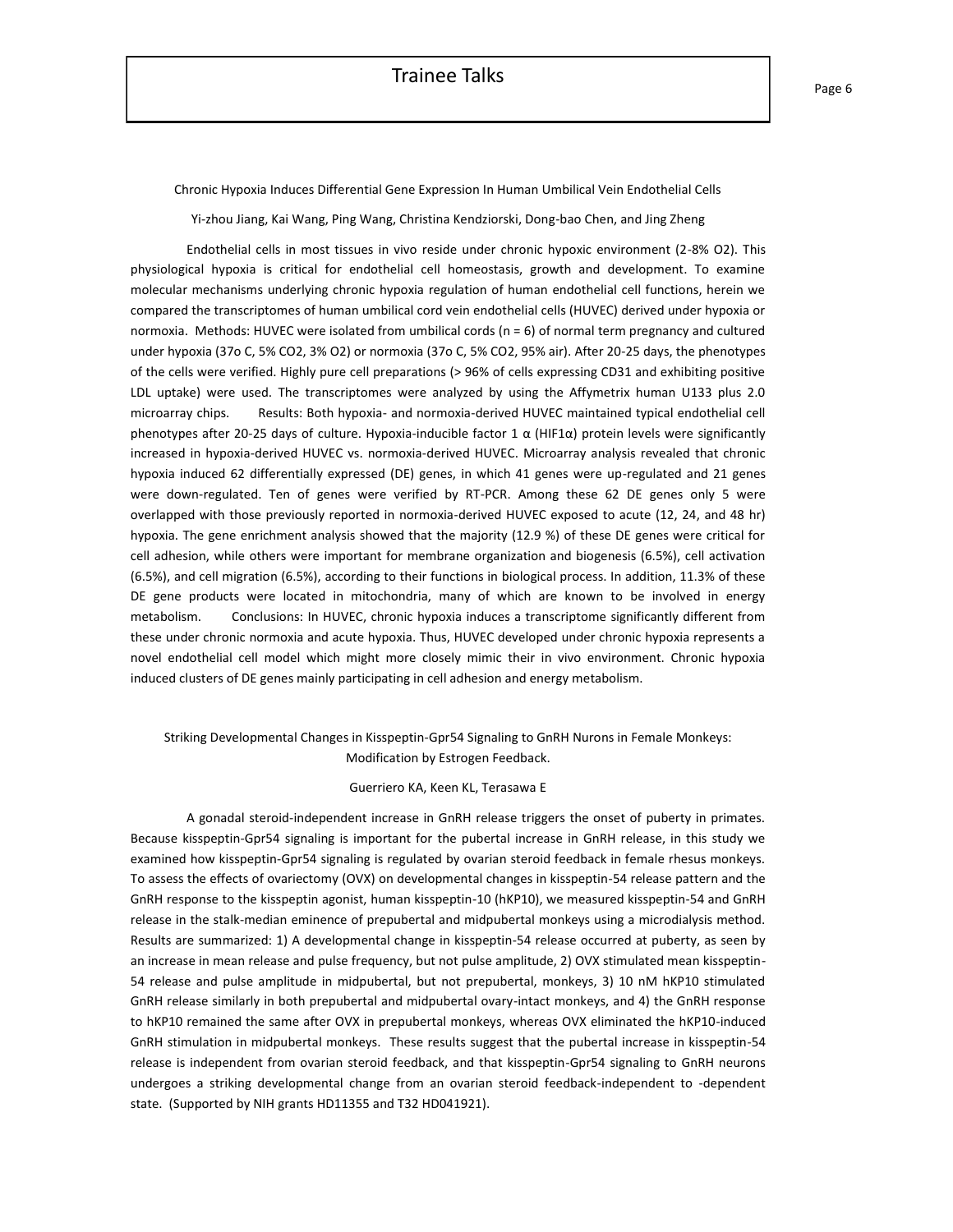# Trainee Talks

## Chronic Hypoxia Induces Differential Gene Expression In Human Umbilical Vein Endothelial Cells

Yi-zhou Jiang, Kai Wang, Ping Wang, Christina Kendziorski, Dong-bao Chen, and Jing Zheng

Endothelial cells in most tissues in vivo reside under chronic hypoxic environment (2-8% $O_2$). This physiological hypoxia is critical for endothelial cell homeostasis, growth and development. To examine molecular mechanisms underlying chronic hypoxia regulation of human endothelial cell functions, herein we compared the transcriptomes of human umbilical cord vein endothelial cells (HUVEC) derived under hypoxia or normoxia. Methods: HUVEC were isolated from umbilical cords (n = 6) of normal term pregnancy and cultured under hypoxia (37o C, 5% $CO_2$, 3% $O_2$) or normoxia (37o C, 5% $CO_2$, 95% air). After 20-25 days, the phenotypes of the cells were verified. Highly pure cell preparations (> 96% of cells expressing CD31 and exhibiting positive LDL uptake) were used. The transcriptomes were analyzed by using the Affymetrix human U133 plus 2.0 microarray chips. Results: Both hypoxia- and normoxia-derived HUVEC maintained typical endothelial cell phenotypes after 20-25 days of culture. Hypoxia-inducible factor 1 α (HIF1α) protein levels were significantly increased in hypoxia-derived HUVEC vs. normoxia-derived HUVEC. Microarray analysis revealed that chronic hypoxia induced 62 differentially expressed (DE) genes, in which 41 genes were up-regulated and 21 genes were down-regulated. Ten of genes were verified by RT-PCR. Among these 62 DE genes only 5 were overlapped with those previously reported in normoxia-derived HUVEC exposed to acute (12, 24, and 48 hr) hypoxia. The gene enrichment analysis showed that the majority (12.9 %) of these DE genes were critical for cell adhesion, while others were important for membrane organization and biogenesis (6.5%), cell activation (6.5%), and cell migration (6.5%), according to their functions in biological process. In addition, 11.3% of these DE gene products were located in mitochondria, many of which are known to be involved in energy metabolism. Conclusions: In HUVEC, chronic hypoxia induces a transcriptome significantly different from these under chronic normoxia and acute hypoxia. Thus, HUVEC developed under chronic hypoxia represents a novel endothelial cell model which might more closely mimic their in vivo environment. Chronic hypoxia induced clusters of DE genes mainly participating in cell adhesion and energy metabolism.

## Striking Developmental Changes in Kisspeptin-Gpr54 Signaling to GnRH Nurons in Female Monkeys: Modification by Estrogen Feedback.

Guerriero KA, Keen KL, Terasawa E

A gonadal steroid-independent increase in GnRH release triggers the onset of puberty in primates. Because kisspeptin-Gpr54 signaling is important for the pubertal increase in GnRH release, in this study we examined how kisspeptin-Gpr54 signaling is regulated by ovarian steroid feedback in female rhesus monkeys. To assess the effects of ovariectomy (OVX) on developmental changes in kisspeptin-54 release pattern and the GnRH response to the kisspeptin agonist, human kisspeptin-10 (hKP10), we measured kisspeptin-54 and GnRH release in the stalk-median eminence of prepubertal and midpubertal monkeys using a microdialysis method. Results are summarized: 1) A developmental change in kisspeptin-54 release occurred at puberty, as seen by an increase in mean release and pulse frequency, but not pulse amplitude, 2) OVX stimulated mean kisspeptin-54 release and pulse amplitude in midpubertal, but not prepubertal, monkeys, 3) 10 nM hKP10 stimulated GnRH release similarly in both prepubertal and midpubertal ovary-intact monkeys, and 4) the GnRH response to hKP10 remained the same after OVX in prepubertal monkeys, whereas OVX eliminated the hKP10-induced GnRH stimulation in midpubertal monkeys. These results suggest that the pubertal increase in kisspeptin-54 release is independent from ovarian steroid feedback, and that kisspeptin-Gpr54 signaling to GnRH neurons undergoes a striking developmental change from an ovarian steroid feedback-independent to -dependent state. (Supported by NIH grants HD11355 and T32 HD041921).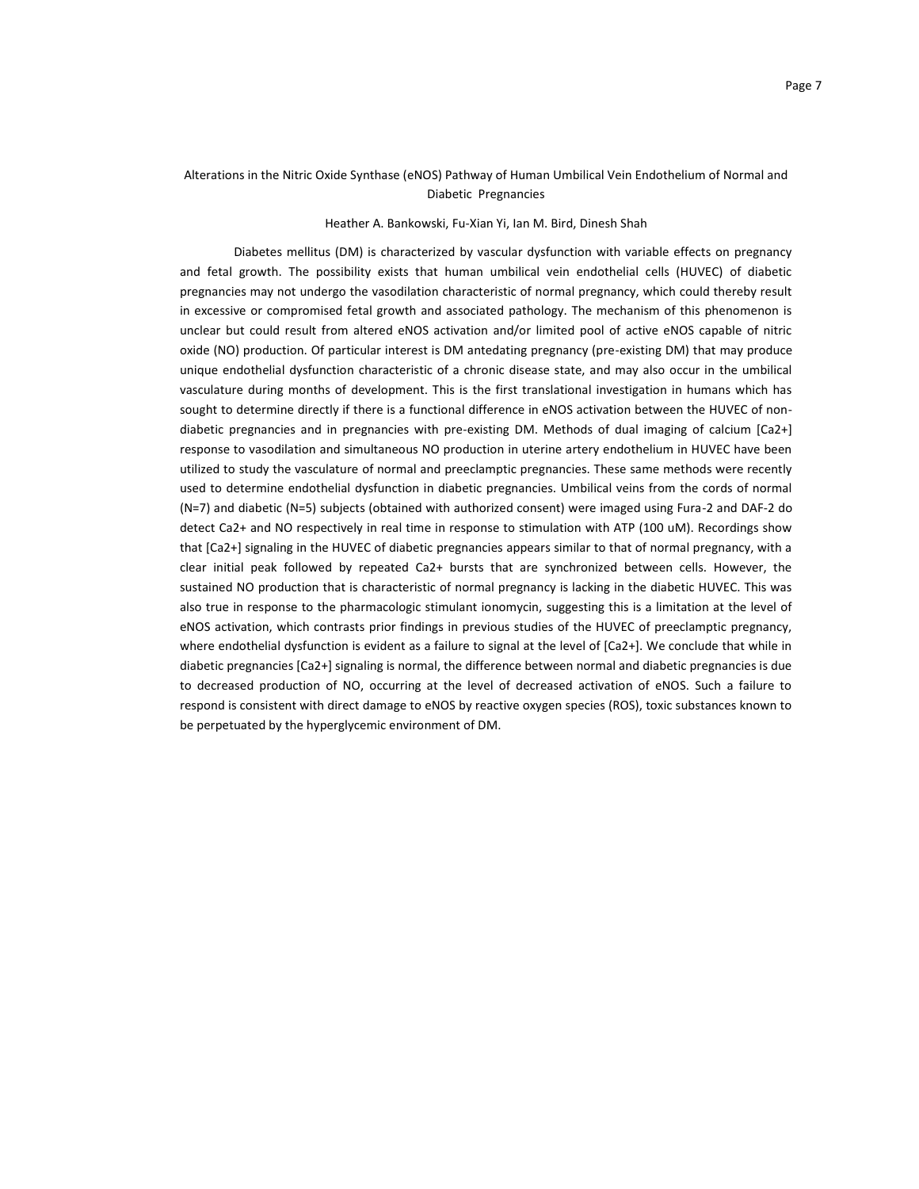## Alterations in the Nitric Oxide Synthase (eNOS) Pathway of Human Umbilical Vein Endothelium of Normal and Diabetic Pregnancies

Heather A. Bankowski, Fu-Xian Yi, Ian M. Bird, Dinesh Shah

Diabetes mellitus (DM) is characterized by vascular dysfunction with variable effects on pregnancy and fetal growth. The possibility exists that human umbilical vein endothelial cells (HUVEC) of diabetic pregnancies may not undergo the vasodilation characteristic of normal pregnancy, which could thereby result in excessive or compromised fetal growth and associated pathology. The mechanism of this phenomenon is unclear but could result from altered eNOS activation and/or limited pool of active eNOS capable of nitric oxide (NO) production. Of particular interest is DM antedating pregnancy (pre-existing DM) that may produce unique endothelial dysfunction characteristic of a chronic disease state, and may also occur in the umbilical vasculature during months of development. This is the first translational investigation in humans which has sought to determine directly if there is a functional difference in eNOS activation between the HUVEC of non-diabetic pregnancies and in pregnancies with pre-existing DM. Methods of dual imaging of calcium [$Ca^{2+}$] response to vasodilation and simultaneous NO production in uterine artery endothelium in HUVEC have been utilized to study the vasculature of normal and preeclamptic pregnancies. These same methods were recently used to determine endothelial dysfunction in diabetic pregnancies. Umbilical veins from the cords of normal (N=7) and diabetic (N=5) subjects (obtained with authorized consent) were imaged using Fura-2 and DAF-2 do detect $Ca^{2+}$ and NO respectively in real time in response to stimulation with ATP (100 uM). Recordings show that [$Ca^{2+}$] signaling in the HUVEC of diabetic pregnancies appears similar to that of normal pregnancy, with a clear initial peak followed by repeated $Ca^{2+}$ bursts that are synchronized between cells. However, the sustained NO production that is characteristic of normal pregnancy is lacking in the diabetic HUVEC. This was also true in response to the pharmacologic stimulant ionomycin, suggesting this is a limitation at the level of eNOS activation, which contrasts prior findings in previous studies of the HUVEC of preeclamptic pregnancy, where endothelial dysfunction is evident as a failure to signal at the level of [$Ca^{2+}$]. We conclude that while in diabetic pregnancies [$Ca^{2+}$] signaling is normal, the difference between normal and diabetic pregnancies is due to decreased production of NO, occurring at the level of decreased activation of eNOS. Such a failure to respond is consistent with direct damage to eNOS by reactive oxygen species (ROS), toxic substances known to be perpetuated by the hyperglycemic environment of DM.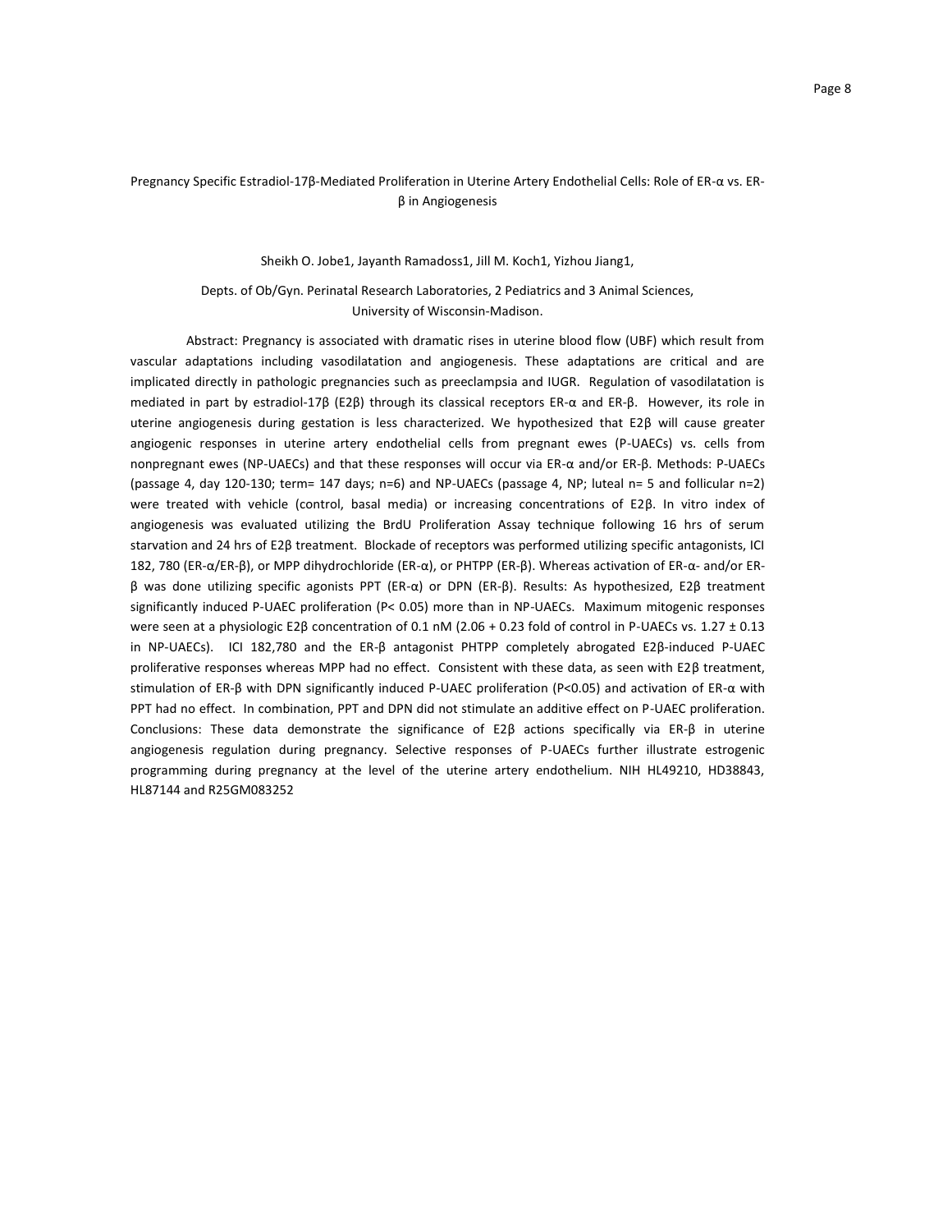## Pregnancy Specific Estradiol-17β-Mediated Proliferation in Uterine Artery Endothelial Cells: Role of ER-α vs. ER-β in Angiogenesis

Sheikh O. Jobe1, Jayanth Ramadoss1, Jill M. Koch1, Yizhou Jiang1,

Depts. of Ob/Gyn. Perinatal Research Laboratories, 2 Pediatrics and 3 Animal Sciences, University of Wisconsin-Madison.

Abstract: Pregnancy is associated with dramatic rises in uterine blood flow (UBF) which result from vascular adaptations including vasodilatation and angiogenesis. These adaptations are critical and are implicated directly in pathologic pregnancies such as preeclampsia and IUGR. Regulation of vasodilatation is mediated in part by estradiol-17β (E2β) through its classical receptors ER-α and ER-β. However, its role in uterine angiogenesis during gestation is less characterized. We hypothesized that E2β will cause greater angiogenic responses in uterine artery endothelial cells from pregnant ewes (P-UAECs) vs. cells from nonpregnant ewes (NP-UAECs) and that these responses will occur via ER-α and/or ER-β. Methods: P-UAECs (passage 4, day 120-130; term= 147 days; n=6) and NP-UAECs (passage 4, NP; luteal n= 5 and follicular n=2) were treated with vehicle (control, basal media) or increasing concentrations of E2β. In vitro index of angiogenesis was evaluated utilizing the BrdU Proliferation Assay technique following 16 hrs of serum starvation and 24 hrs of E2β treatment. Blockade of receptors was performed utilizing specific antagonists, ICI 182, 780 (ER-α/ER-β), or MPP dihydrochloride (ER-α), or PHTPP (ER-β). Whereas activation of ER-α- and/or ER-β was done utilizing specific agonists PPT (ER-α) or DPN (ER-β). Results: As hypothesized, E2β treatment significantly induced P-UAEC proliferation ($P < 0.05$) more than in NP-UAECs. Maximum mitogenic responses were seen at a physiologic E2β concentration of 0.1 nM (2.06 + 0.23 fold of control in P-UAECs vs. 1.27 ± 0.13 in NP-UAECs). ICI 182,780 and the ER-β antagonist PHTPP completely abrogated E2β-induced P-UAEC proliferative responses whereas MPP had no effect. Consistent with these data, as seen with E2β treatment, stimulation of ER-β with DPN significantly induced P-UAEC proliferation ($P<0.05$) and activation of ER-α with PPT had no effect. In combination, PPT and DPN did not stimulate an additive effect on P-UAEC proliferation. Conclusions: These data demonstrate the significance of E2β actions specifically via ER-β in uterine angiogenesis regulation during pregnancy. Selective responses of P-UAECs further illustrate estrogenic programming during pregnancy at the level of the uterine artery endothelium. NIH HL49210, HD38843, HL87144 and R25GM083252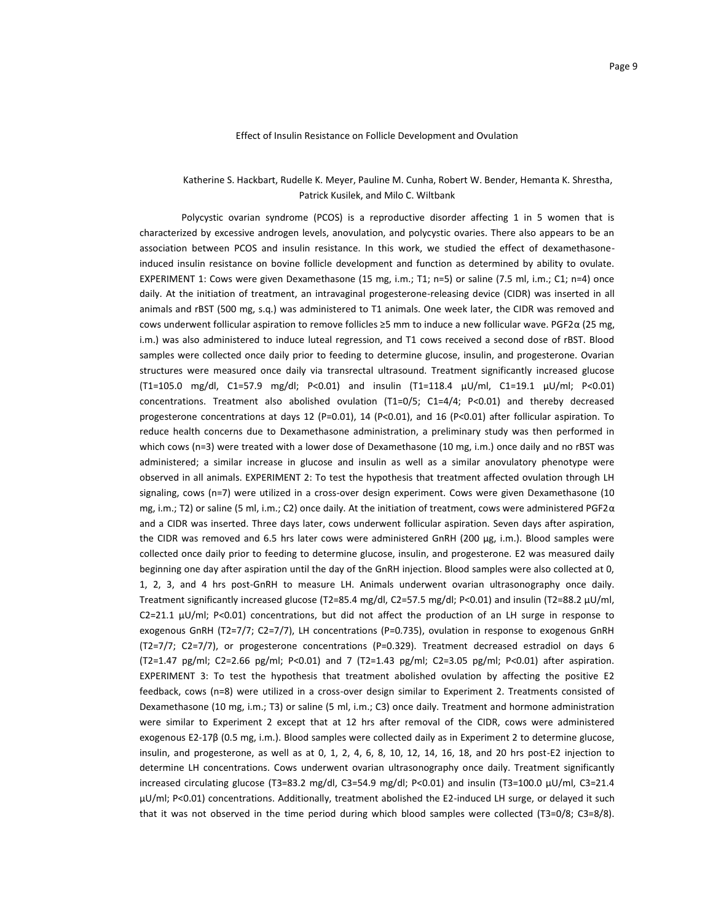## Effect of Insulin Resistance on Follicle Development and Ovulation

Katherine S. Hackbart, Rudelle K. Meyer, Pauline M. Cunha, Robert W. Bender, Hemanta K. Shrestha, Patrick Kusilek, and Milo C. Wiltbank

Polycystic ovarian syndrome (PCOS) is a reproductive disorder affecting 1 in 5 women that is characterized by excessive androgen levels, anovulation, and polycystic ovaries. There also appears to be an association between PCOS and insulin resistance. In this work, we studied the effect of dexamethasone-induced insulin resistance on bovine follicle development and function as determined by ability to ovulate. EXPERIMENT 1: Cows were given Dexamethasone (15 mg, i.m.; T1; n=5) or saline (7.5 ml, i.m.; C1; n=4) once daily. At the initiation of treatment, an intravaginal progesterone-releasing device (CIDR) was inserted in all animals and rBST (500 mg, s.q.) was administered to T1 animals. One week later, the CIDR was removed and cows underwent follicular aspiration to remove follicles ≥5 mm to induce a new follicular wave. PGF2α (25 mg, i.m.) was also administered to induce luteal regression, and T1 cows received a second dose of rBST. Blood samples were collected once daily prior to feeding to determine glucose, insulin, and progesterone. Ovarian structures were measured once daily via transrectal ultrasound. Treatment significantly increased glucose (T1=105.0 mg/dl, C1=57.9 mg/dl; P<0.01) and insulin (T1=118.4 μU/ml, C1=19.1 μU/ml; P<0.01) concentrations. Treatment also abolished ovulation (T1=0/5; C1=4/4; P<0.01) and thereby decreased progesterone concentrations at days 12 (P=0.01), 14 (P<0.01), and 16 (P<0.01) after follicular aspiration. To reduce health concerns due to Dexamethasone administration, a preliminary study was then performed in which cows (n=3) were treated with a lower dose of Dexamethasone (10 mg, i.m.) once daily and no rBST was administered; a similar increase in glucose and insulin as well as a similar anovulatory phenotype were observed in all animals. EXPERIMENT 2: To test the hypothesis that treatment affected ovulation through LH signaling, cows (n=7) were utilized in a cross-over design experiment. Cows were given Dexamethasone (10 mg, i.m.; T2) or saline (5 ml, i.m.; C2) once daily. At the initiation of treatment, cows were administered PGF2α and a CIDR was inserted. Three days later, cows underwent follicular aspiration. Seven days after aspiration, the CIDR was removed and 6.5 hrs later cows were administered GnRH (200 μg, i.m.). Blood samples were collected once daily prior to feeding to determine glucose, insulin, and progesterone. E2 was measured daily beginning one day after aspiration until the day of the GnRH injection. Blood samples were also collected at 0, 1, 2, 3, and 4 hrs post-GnRH to measure LH. Animals underwent ovarian ultrasonography once daily. Treatment significantly increased glucose (T2=85.4 mg/dl, C2=57.5 mg/dl; P<0.01) and insulin (T2=88.2 μU/ml, C2=21.1 μU/ml; P<0.01) concentrations, but did not affect the production of an LH surge in response to exogenous GnRH (T2=7/7; C2=7/7), LH concentrations (P=0.735), ovulation in response to exogenous GnRH (T2=7/7; C2=7/7), or progesterone concentrations (P=0.329). Treatment decreased estradiol on days 6 (T2=1.47 pg/ml; C2=2.66 pg/ml; P<0.01) and 7 (T2=1.43 pg/ml; C2=3.05 pg/ml; P<0.01) after aspiration. EXPERIMENT 3: To test the hypothesis that treatment abolished ovulation by affecting the positive E2 feedback, cows (n=8) were utilized in a cross-over design similar to Experiment 2. Treatments consisted of Dexamethasone (10 mg, i.m.; T3) or saline (5 ml, i.m.; C3) once daily. Treatment and hormone administration were similar to Experiment 2 except that at 12 hrs after removal of the CIDR, cows were administered exogenous E2-17β (0.5 mg, i.m.). Blood samples were collected daily as in Experiment 2 to determine glucose, insulin, and progesterone, as well as at 0, 1, 2, 4, 6, 8, 10, 12, 14, 16, 18, and 20 hrs post-E2 injection to determine LH concentrations. Cows underwent ovarian ultrasonography once daily. Treatment significantly increased circulating glucose (T3=83.2 mg/dl, C3=54.9 mg/dl; P<0.01) and insulin (T3=100.0 μU/ml, C3=21.4 μU/ml; P<0.01) concentrations. Additionally, treatment abolished the E2-induced LH surge, or delayed it such that it was not observed in the time period during which blood samples were collected (T3=0/8; C3=8/8).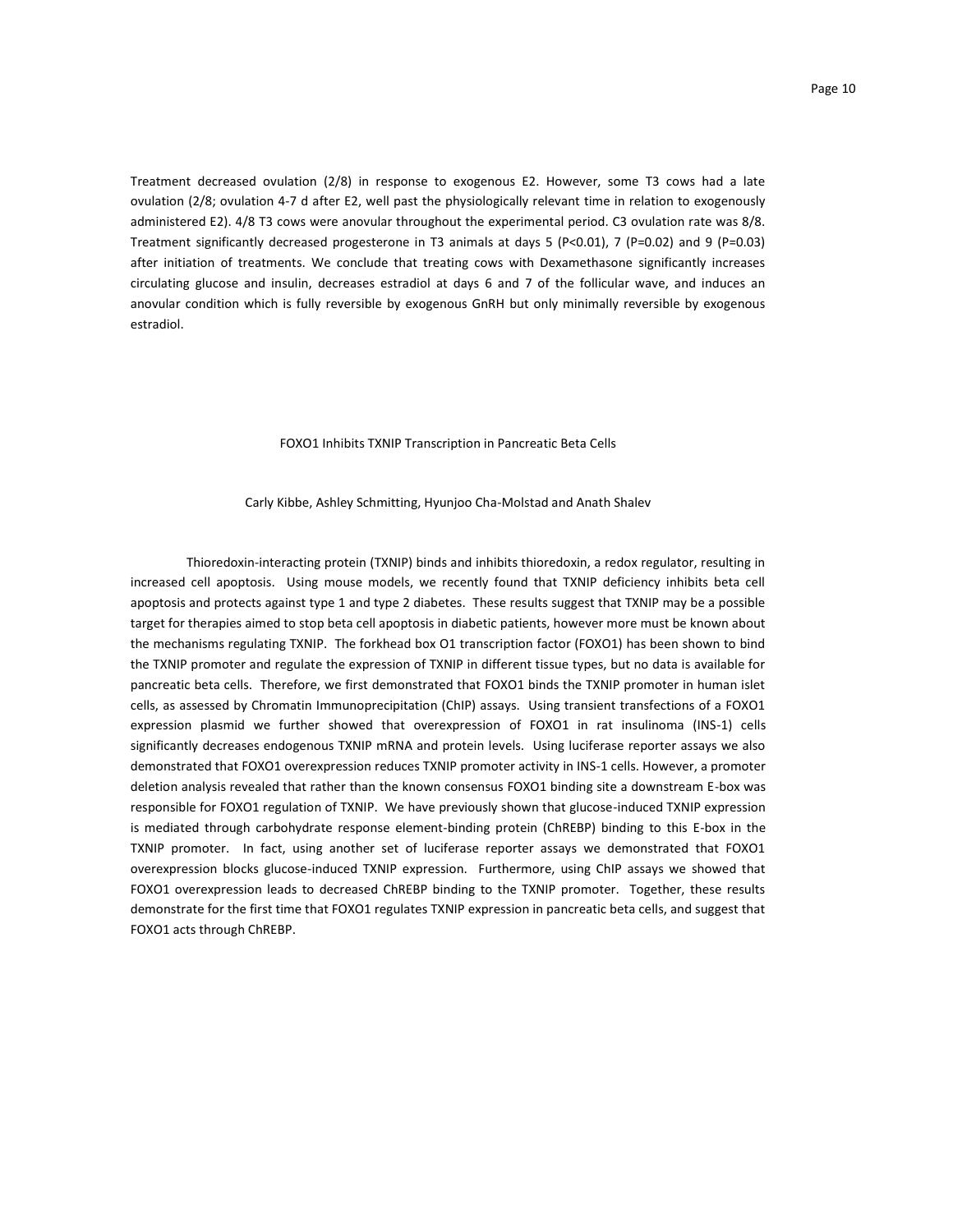Treatment decreased ovulation (2/8) in response to exogenous E2. However, some T3 cows had a late ovulation (2/8; ovulation 4-7 d after E2, well past the physiologically relevant time in relation to exogenously administered E2). 4/8 T3 cows were anovular throughout the experimental period. C3 ovulation rate was 8/8. Treatment significantly decreased progesterone in T3 animals at days 5 ($P<0.01$), 7 ($P=0.02$) and 9 ($P=0.03$) after initiation of treatments. We conclude that treating cows with Dexamethasone significantly increases circulating glucose and insulin, decreases estradiol at days 6 and 7 of the follicular wave, and induces an anovular condition which is fully reversible by exogenous GnRH but only minimally reversible by exogenous estradiol.

## FOXO1 Inhibits TXNIP Transcription in Pancreatic Beta Cells

Carly Kibbe, Ashley Schmitting, Hyunjoo Cha-Molstad and Anath Shalev

Thioredoxin-interacting protein (TXNIP) binds and inhibits thioredoxin, a redox regulator, resulting in increased cell apoptosis. Using mouse models, we recently found that TXNIP deficiency inhibits beta cell apoptosis and protects against type 1 and type 2 diabetes. These results suggest that TXNIP may be a possible target for therapies aimed to stop beta cell apoptosis in diabetic patients, however more must be known about the mechanisms regulating TXNIP. The forkhead box O1 transcription factor (FOXO1) has been shown to bind the TXNIP promoter and regulate the expression of TXNIP in different tissue types, but no data is available for pancreatic beta cells. Therefore, we first demonstrated that FOXO1 binds the TXNIP promoter in human islet cells, as assessed by Chromatin Immunoprecipitation (ChIP) assays. Using transient transfections of a FOXO1 expression plasmid we further showed that overexpression of FOXO1 in rat insulinoma (INS-1) cells significantly decreases endogenous TXNIP mRNA and protein levels. Using luciferase reporter assays we also demonstrated that FOXO1 overexpression reduces TXNIP promoter activity in INS-1 cells. However, a promoter deletion analysis revealed that rather than the known consensus FOXO1 binding site a downstream E-box was responsible for FOXO1 regulation of TXNIP. We have previously shown that glucose-induced TXNIP expression is mediated through carbohydrate response element-binding protein (ChREBP) binding to this E-box in the TXNIP promoter. In fact, using another set of luciferase reporter assays we demonstrated that FOXO1 overexpression blocks glucose-induced TXNIP expression. Furthermore, using ChIP assays we showed that FOXO1 overexpression leads to decreased ChREBP binding to the TXNIP promoter. Together, these results demonstrate for the first time that FOXO1 regulates TXNIP expression in pancreatic beta cells, and suggest that FOXO1 acts through ChREBP.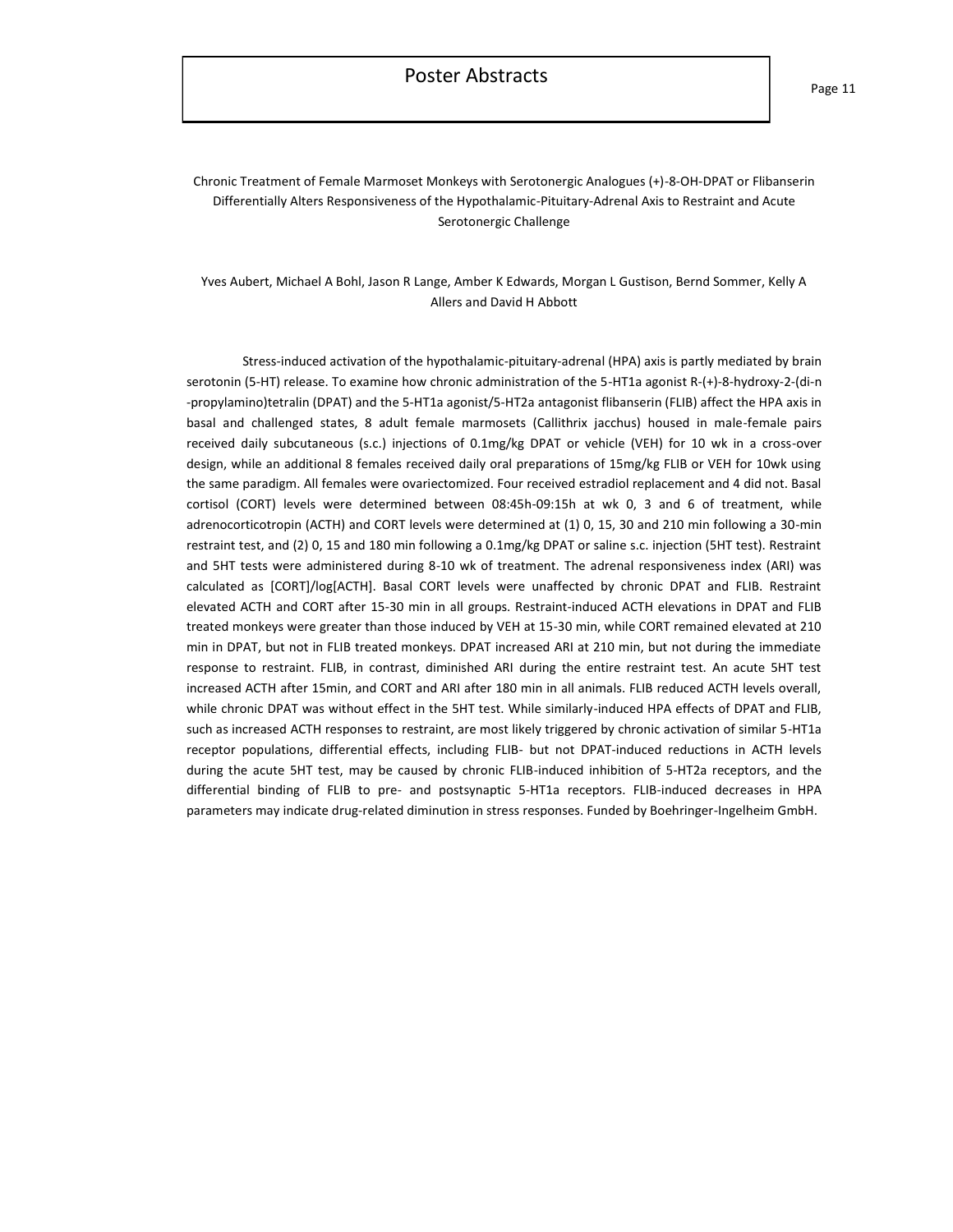## Chronic Treatment of Female Marmoset Monkeys with Serotonergic Analogues (+)-8-OH-DPAT or Flibanserin Differentially Alters Responsiveness of the Hypothalamic-Pituitary-Adrenal Axis to Restraint and Acute Serotonergic Challenge

Yves Aubert, Michael A Bohl, Jason R Lange, Amber K Edwards, Morgan L Gustison, Bernd Sommer, Kelly A Allers and David H Abbott

Stress-induced activation of the hypothalamic-pituitary-adrenal (HPA) axis is partly mediated by brain serotonin (5-HT) release. To examine how chronic administration of the 5-HT1a agonist R-(+)-8-hydroxy-2-(di-n-propylamino)tetralin (DPAT) and the 5-HT1a agonist/5-HT2a antagonist flibanserin (FLIB) affect the HPA axis in basal and challenged states, 8 adult female marmosets (Callithrix jacchus) housed in male-female pairs received daily subcutaneous (s.c.) injections of 0.1mg/kg DPAT or vehicle (VEH) for 10 wk in a cross-over design, while an additional 8 females received daily oral preparations of 15mg/kg FLIB or VEH for 10wk using the same paradigm. All females were ovariectomized. Four received estradiol replacement and 4 did not. Basal cortisol (CORT) levels were determined between 08:45h-09:15h at wk 0, 3 and 6 of treatment, while adrenocorticotropin (ACTH) and CORT levels were determined at (1) 0, 15, 30 and 210 min following a 30-min restraint test, and (2) 0, 15 and 180 min following a 0.1mg/kg DPAT or saline s.c. injection (5HT test). Restraint and 5HT tests were administered during 8-10 wk of treatment. The adrenal responsiveness index (ARI) was calculated as [CORT]/log[ACTH]. Basal CORT levels were unaffected by chronic DPAT and FLIB. Restraint elevated ACTH and CORT after 15-30 min in all groups. Restraint-induced ACTH elevations in DPAT and FLIB treated monkeys were greater than those induced by VEH at 15-30 min, while CORT remained elevated at 210 min in DPAT, but not in FLIB treated monkeys. DPAT increased ARI at 210 min, but not during the immediate response to restraint. FLIB, in contrast, diminished ARI during the entire restraint test. An acute 5HT test increased ACTH after 15min, and CORT and ARI after 180 min in all animals. FLIB reduced ACTH levels overall, while chronic DPAT was without effect in the 5HT test. While similarly-induced HPA effects of DPAT and FLIB, such as increased ACTH responses to restraint, are most likely triggered by chronic activation of similar 5-HT1a receptor populations, differential effects, including FLIB- but not DPAT-induced reductions in ACTH levels during the acute 5HT test, may be caused by chronic FLIB-induced inhibition of 5-HT2a receptors, and the differential binding of FLIB to pre- and postsynaptic 5-HT1a receptors. FLIB-induced decreases in HPA parameters may indicate drug-related diminution in stress responses. Funded by Boehringer-Ingelheim GmbH.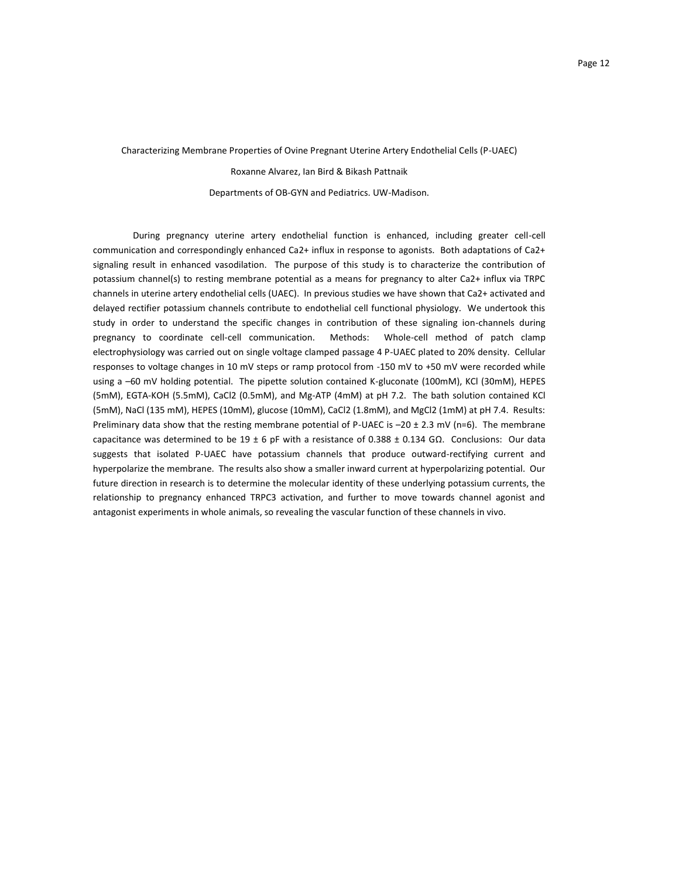Characterizing Membrane Properties of Ovine Pregnant Uterine Artery Endothelial Cells (P-UAEC)

Roxanne Alvarez, Ian Bird & Bikash Pattnaik

Departments of OB-GYN and Pediatrics. UW-Madison.

During pregnancy uterine artery endothelial function is enhanced, including greater cell-cell communication and correspondingly enhanced $Ca^{2+}$ influx in response to agonists. Both adaptations of $Ca^{2+}$ signaling result in enhanced vasodilation. The purpose of this study is to characterize the contribution of potassium channel(s) to resting membrane potential as a means for pregnancy to alter $Ca^{2+}$ influx via TRPC channels in uterine artery endothelial cells (UAEC). In previous studies we have shown that $Ca^{2+}$ activated and delayed rectifier potassium channels contribute to endothelial cell functional physiology. We undertook this study in order to understand the specific changes in contribution of these signaling ion-channels during pregnancy to coordinate cell-cell communication. Methods: Whole-cell method of patch clamp electrophysiology was carried out on single voltage clamped passage 4 P-UAEC plated to 20% density. Cellular responses to voltage changes in 10 mV steps or ramp protocol from -150 mV to +50 mV were recorded while using a –60 mV holding potential. The pipette solution contained K-gluconate (100mM), KCl (30mM), HEPES (5mM), EGTA-KOH (5.5mM), $CaCl_2$ (0.5mM), and Mg-ATP (4mM) at pH 7.2. The bath solution contained KCl (5mM), NaCl (135 mM), HEPES (10mM), glucose (10mM), $CaCl_2$ (1.8mM), and $MgCl_2$ (1mM) at pH 7.4. Results: Preliminary data show that the resting membrane potential of P-UAEC is $-20 \pm 2.3$ mV (n=6). The membrane capacitance was determined to be $19 \pm 6$ pF with a resistance of $0.388 \pm 0.134$ GΩ. Conclusions: Our data suggests that isolated P-UAEC have potassium channels that produce outward-rectifying current and hyperpolarize the membrane. The results also show a smaller inward current at hyperpolarizing potential. Our future direction in research is to determine the molecular identity of these underlying potassium currents, the relationship to pregnancy enhanced TRPC3 activation, and further to move towards channel agonist and antagonist experiments in whole animals, so revealing the vascular function of these channels in vivo.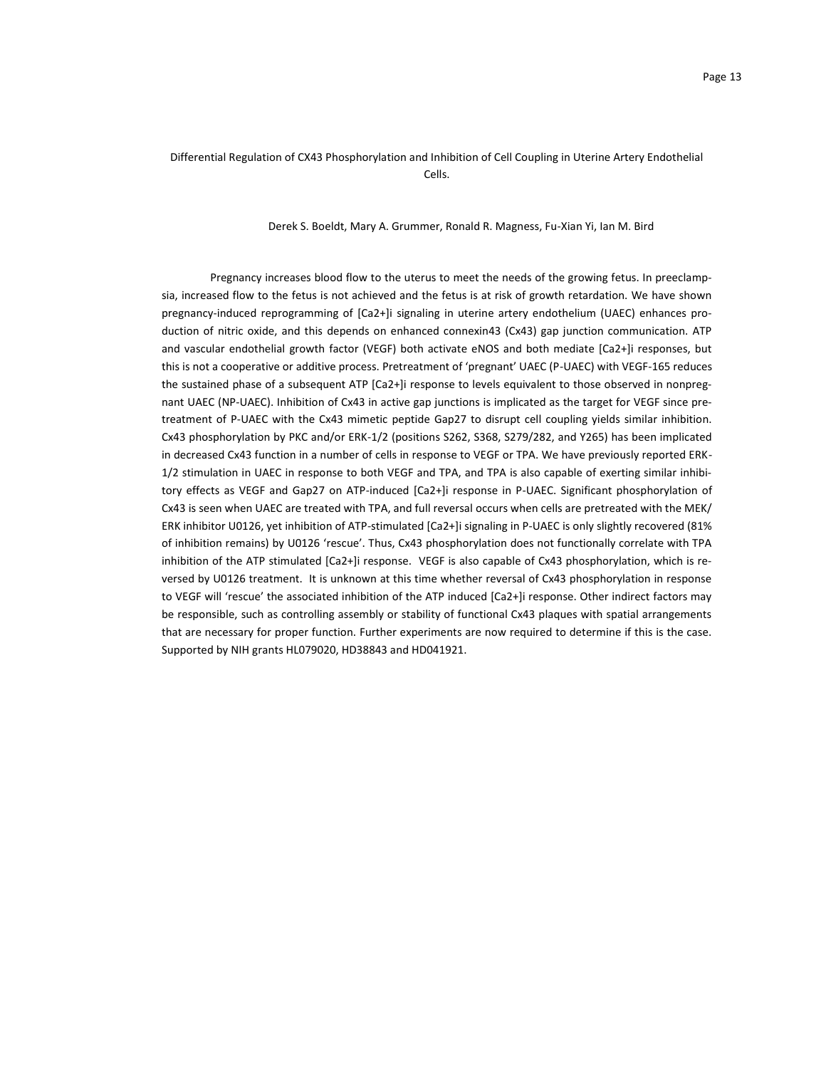## Differential Regulation of CX43 Phosphorylation and Inhibition of Cell Coupling in Uterine Artery Endothelial Cells.

Derek S. Boeldt, Mary A. Grummer, Ronald R. Magness, Fu-Xian Yi, Ian M. Bird

Pregnancy increases blood flow to the uterus to meet the needs of the growing fetus. In preeclampsia, increased flow to the fetus is not achieved and the fetus is at risk of growth retardation. We have shown pregnancy-induced reprogramming of $[Ca^{2+}]_i$ signaling in uterine artery endothelium (UAEC) enhances production of nitric oxide, and this depends on enhanced connexin43 (Cx43) gap junction communication. ATP and vascular endothelial growth factor (VEGF) both activate eNOS and both mediate $[Ca^{2+}]_i$ responses, but this is not a cooperative or additive process. Pretreatment of 'pregnant' UAEC (P-UAEC) with VEGF-165 reduces the sustained phase of a subsequent ATP $[Ca^{2+}]_i$ response to levels equivalent to those observed in nonpregnant UAEC (NP-UAEC). Inhibition of Cx43 in active gap junctions is implicated as the target for VEGF since pretreatment of P-UAEC with the Cx43 mimetic peptide Gap27 to disrupt cell coupling yields similar inhibition. Cx43 phosphorylation by PKC and/or ERK-1/2 (positions S262, S368, S279/282, and Y265) has been implicated in decreased Cx43 function in a number of cells in response to VEGF or TPA. We have previously reported ERK-1/2 stimulation in UAEC in response to both VEGF and TPA, and TPA is also capable of exerting similar inhibitory effects as VEGF and Gap27 on ATP-induced $[Ca^{2+}]_i$ response in P-UAEC. Significant phosphorylation of Cx43 is seen when UAEC are treated with TPA, and full reversal occurs when cells are pretreated with the MEK/ERK inhibitor U0126, yet inhibition of ATP-stimulated $[Ca^{2+}]_i$ signaling in P-UAEC is only slightly recovered (81% of inhibition remains) by U0126 'rescue'. Thus, Cx43 phosphorylation does not functionally correlate with TPA inhibition of the ATP stimulated $[Ca^{2+}]_i$ response. VEGF is also capable of Cx43 phosphorylation, which is reversed by U0126 treatment. It is unknown at this time whether reversal of Cx43 phosphorylation in response to VEGF will 'rescue' the associated inhibition of the ATP induced $[Ca^{2+}]_i$ response. Other indirect factors may be responsible, such as controlling assembly or stability of functional Cx43 plaques with spatial arrangements that are necessary for proper function. Further experiments are now required to determine if this is the case. Supported by NIH grants HL079020, HD38843 and HD041921.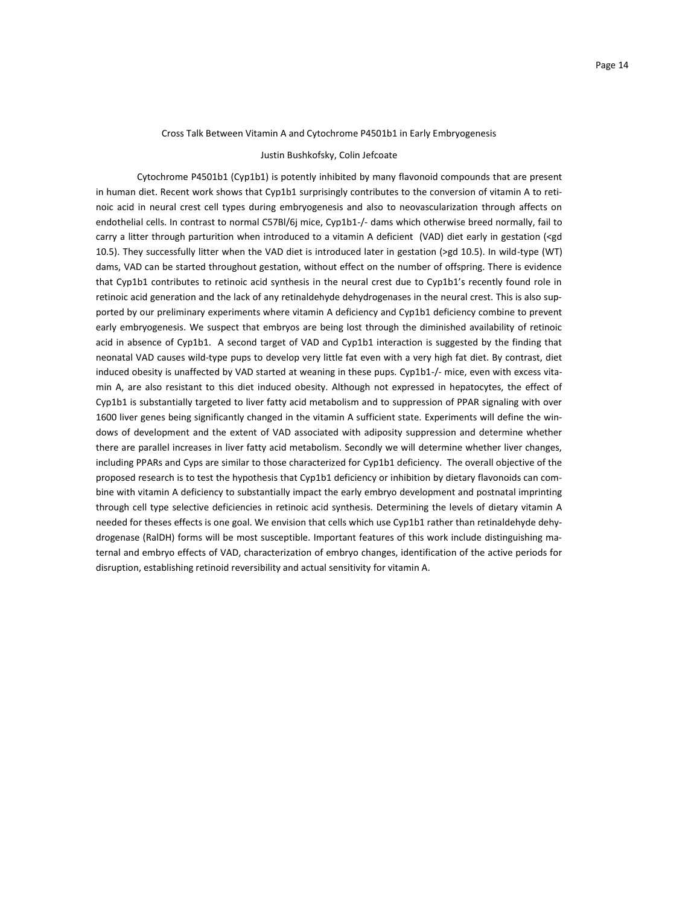Cross Talk Between Vitamin A and Cytochrome P4501b1 in Early Embryogenesis

Justin Bushkofsky, Colin Jefcoate

Cytochrome P4501b1 (Cyp1b1) is potently inhibited by many flavonoid compounds that are present in human diet. Recent work shows that Cyp1b1 surprisingly contributes to the conversion of vitamin A to retinoic acid in neural crest cell types during embryogenesis and also to neovascularization through affects on endothelial cells. In contrast to normal C57Bl/6j mice, Cyp1b1-/- dams which otherwise breed normally, fail to carry a litter through parturition when introduced to a vitamin A deficient (VAD) diet early in gestation (<gd 10.5). They successfully litter when the VAD diet is introduced later in gestation (>gd 10.5). In wild-type (WT) dams, VAD can be started throughout gestation, without effect on the number of offspring. There is evidence that Cyp1b1 contributes to retinoic acid synthesis in the neural crest due to Cyp1b1's recently found role in retinoic acid generation and the lack of any retinaldehyde dehydrogenases in the neural crest. This is also supported by our preliminary experiments where vitamin A deficiency and Cyp1b1 deficiency combine to prevent early embryogenesis. We suspect that embryos are being lost through the diminished availability of retinoic acid in absence of Cyp1b1. A second target of VAD and Cyp1b1 interaction is suggested by the finding that neonatal VAD causes wild-type pups to develop very little fat even with a very high fat diet. By contrast, diet induced obesity is unaffected by VAD started at weaning in these pups. Cyp1b1-/- mice, even with excess vitamin A, are also resistant to this diet induced obesity. Although not expressed in hepatocytes, the effect of Cyp1b1 is substantially targeted to liver fatty acid metabolism and to suppression of PPAR signaling with over 1600 liver genes being significantly changed in the vitamin A sufficient state. Experiments will define the windows of development and the extent of VAD associated with adiposity suppression and determine whether there are parallel increases in liver fatty acid metabolism. Secondly we will determine whether liver changes, including PPARs and Cyps are similar to those characterized for Cyp1b1 deficiency. The overall objective of the proposed research is to test the hypothesis that Cyp1b1 deficiency or inhibition by dietary flavonoids can combine with vitamin A deficiency to substantially impact the early embryo development and postnatal imprinting through cell type selective deficiencies in retinoic acid synthesis. Determining the levels of dietary vitamin A needed for theses effects is one goal. We envision that cells which use Cyp1b1 rather than retinaldehyde dehydrogenase (RalDH) forms will be most susceptible. Important features of this work include distinguishing maternal and embryo effects of VAD, characterization of embryo changes, identification of the active periods for disruption, establishing retinoid reversibility and actual sensitivity for vitamin A.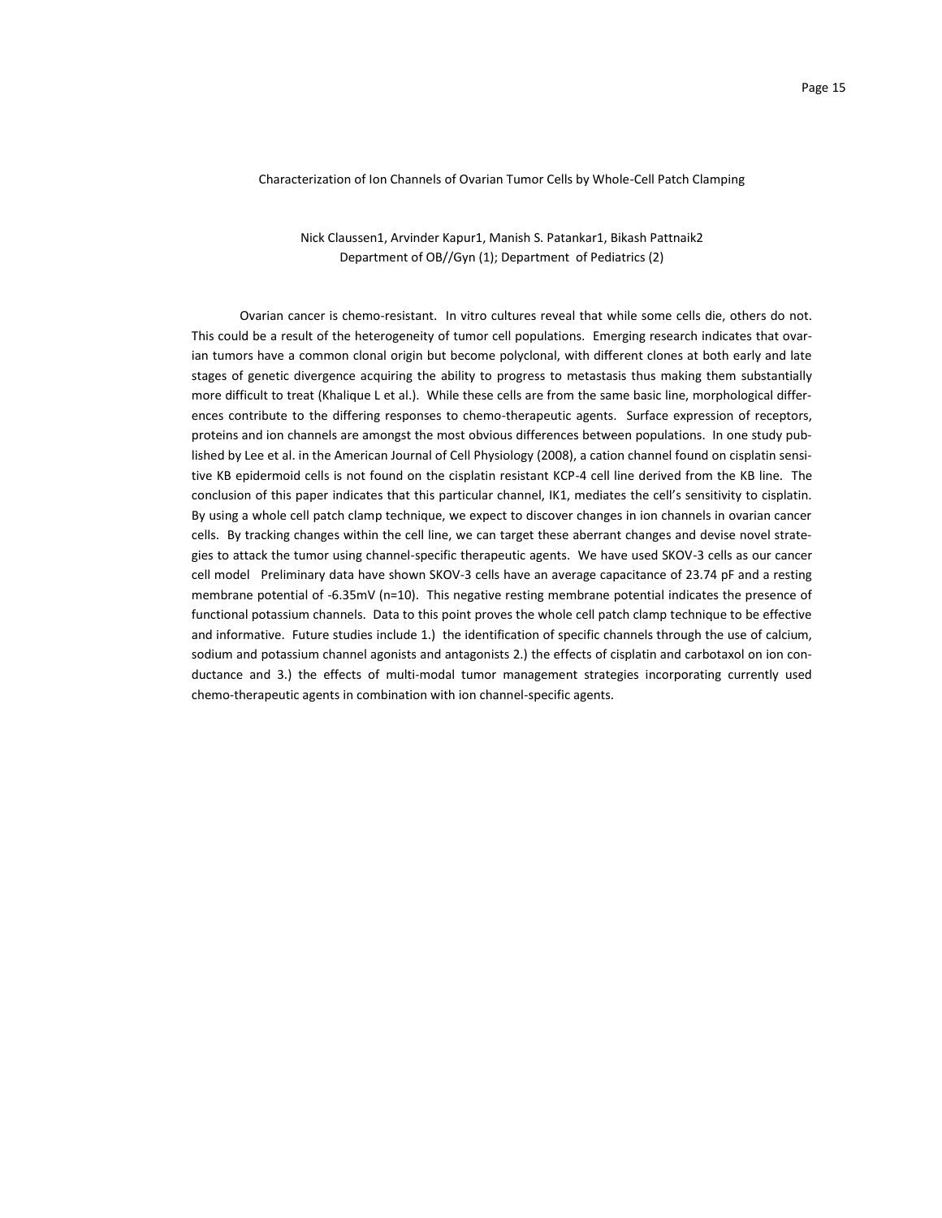# Characterization of Ion Channels of Ovarian Tumor Cells by Whole-Cell Patch Clamping

Nick Claussen1, Arvinder Kapur1, Manish S. Patankar1, Bikash Pattnaik2
Department of OB//Gyn (1); Department of Pediatrics (2)

Ovarian cancer is chemo-resistant. In vitro cultures reveal that while some cells die, others do not. This could be a result of the heterogeneity of tumor cell populations. Emerging research indicates that ovarian tumors have a common clonal origin but become polyclonal, with different clones at both early and late stages of genetic divergence acquiring the ability to progress to metastasis thus making them substantially more difficult to treat (Khalique L et al.). While these cells are from the same basic line, morphological differences contribute to the differing responses to chemo-therapeutic agents. Surface expression of receptors, proteins and ion channels are amongst the most obvious differences between populations. In one study published by Lee et al. in the American Journal of Cell Physiology (2008), a cation channel found on cisplatin sensitive KB epidermoid cells is not found on the cisplatin resistant KCP-4 cell line derived from the KB line. The conclusion of this paper indicates that this particular channel, IK1, mediates the cell's sensitivity to cisplatin. By using a whole cell patch clamp technique, we expect to discover changes in ion channels in ovarian cancer cells. By tracking changes within the cell line, we can target these aberrant changes and devise novel strategies to attack the tumor using channel-specific therapeutic agents. We have used SKOV-3 cells as our cancer cell model Preliminary data have shown SKOV-3 cells have an average capacitance of 23.74 pF and a resting membrane potential of -6.35mV (n=10). This negative resting membrane potential indicates the presence of functional potassium channels. Data to this point proves the whole cell patch clamp technique to be effective and informative. Future studies include 1.) the identification of specific channels through the use of calcium, sodium and potassium channel agonists and antagonists 2.) the effects of cisplatin and carbotaxol on ion conductance and 3.) the effects of multi-modal tumor management strategies incorporating currently used chemo-therapeutic agents in combination with ion channel-specific agents.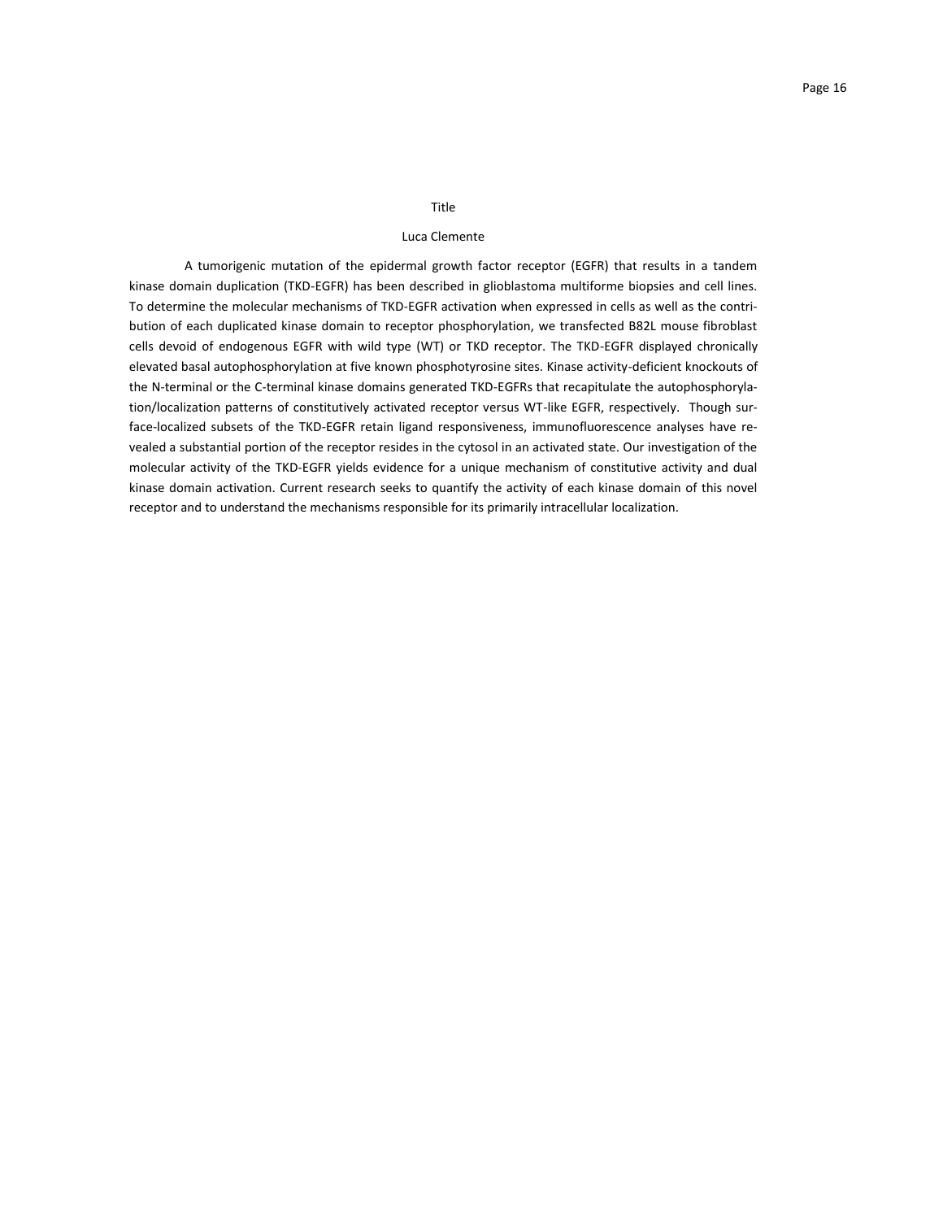# Title

Luca Clemente

A tumorigenic mutation of the epidermal growth factor receptor (EGFR) that results in a tandem kinase domain duplication (TKD-EGFR) has been described in glioblastoma multiforme biopsies and cell lines. To determine the molecular mechanisms of TKD-EGFR activation when expressed in cells as well as the contribution of each duplicated kinase domain to receptor phosphorylation, we transfected B82L mouse fibroblast cells devoid of endogenous EGFR with wild type (WT) or TKD receptor. The TKD-EGFR displayed chronically elevated basal autophosphorylation at five known phosphotyrosine sites. Kinase activity-deficient knockouts of the N-terminal or the C-terminal kinase domains generated TKD-EGFRs that recapitulate the autophosphorylation/localization patterns of constitutively activated receptor versus WT-like EGFR, respectively. Though surface-localized subsets of the TKD-EGFR retain ligand responsiveness, immunofluorescence analyses have revealed a substantial portion of the receptor resides in the cytosol in an activated state. Our investigation of the molecular activity of the TKD-EGFR yields evidence for a unique mechanism of constitutive activity and dual kinase domain activation. Current research seeks to quantify the activity of each kinase domain of this novel receptor and to understand the mechanisms responsible for its primarily intracellular localization.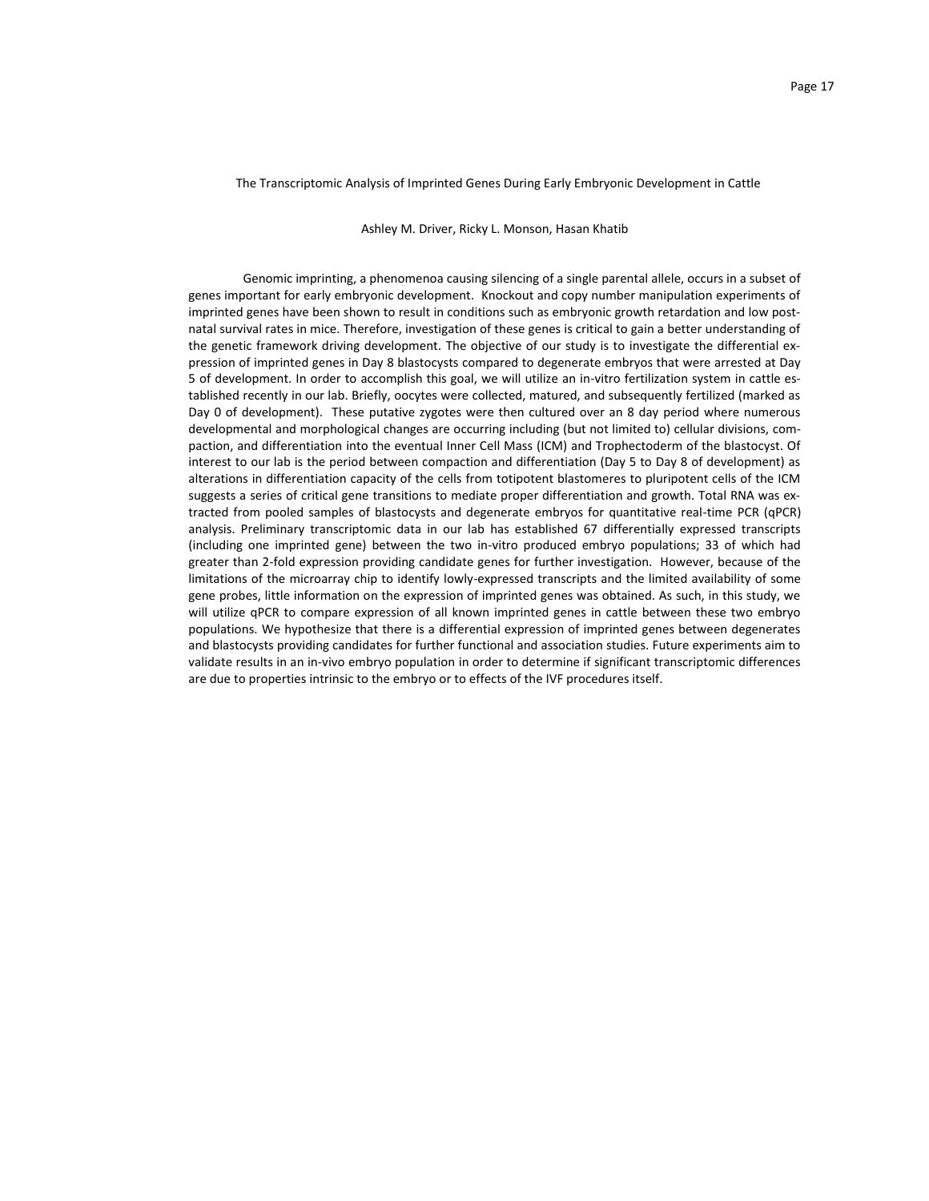## The Transcriptomic Analysis of Imprinted Genes During Early Embryonic Development in Cattle

Ashley M. Driver, Ricky L. Monson, Hasan Khatib

Genomic imprinting, a phenomenoa causing silencing of a single parental allele, occurs in a subset of genes important for early embryonic development. Knockout and copy number manipulation experiments of imprinted genes have been shown to result in conditions such as embryonic growth retardation and low post-natal survival rates in mice. Therefore, investigation of these genes is critical to gain a better understanding of the genetic framework driving development. The objective of our study is to investigate the differential expression of imprinted genes in Day 8 blastocysts compared to degenerate embryos that were arrested at Day 5 of development. In order to accomplish this goal, we will utilize an in-vitro fertilization system in cattle established recently in our lab. Briefly, oocytes were collected, matured, and subsequently fertilized (marked as Day 0 of development). These putative zygotes were then cultured over an 8 day period where numerous developmental and morphological changes are occurring including (but not limited to) cellular divisions, compaction, and differentiation into the eventual Inner Cell Mass (ICM) and Trophectoderm of the blastocyst. Of interest to our lab is the period between compaction and differentiation (Day 5 to Day 8 of development) as alterations in differentiation capacity of the cells from totipotent blastomeres to pluripotent cells of the ICM suggests a series of critical gene transitions to mediate proper differentiation and growth. Total RNA was extracted from pooled samples of blastocysts and degenerate embryos for quantitative real-time PCR (qPCR) analysis. Preliminary transcriptomic data in our lab has established 67 differentially expressed transcripts (including one imprinted gene) between the two in-vitro produced embryo populations; 33 of which had greater than 2-fold expression providing candidate genes for further investigation. However, because of the limitations of the microarray chip to identify lowly-expressed transcripts and the limited availability of some gene probes, little information on the expression of imprinted genes was obtained. As such, in this study, we will utilize qPCR to compare expression of all known imprinted genes in cattle between these two embryo populations. We hypothesize that there is a differential expression of imprinted genes between degenerates and blastocysts providing candidates for further functional and association studies. Future experiments aim to validate results in an in-vivo embryo population in order to determine if significant transcriptomic differences are due to properties intrinsic to the embryo or to effects of the IVF procedures itself.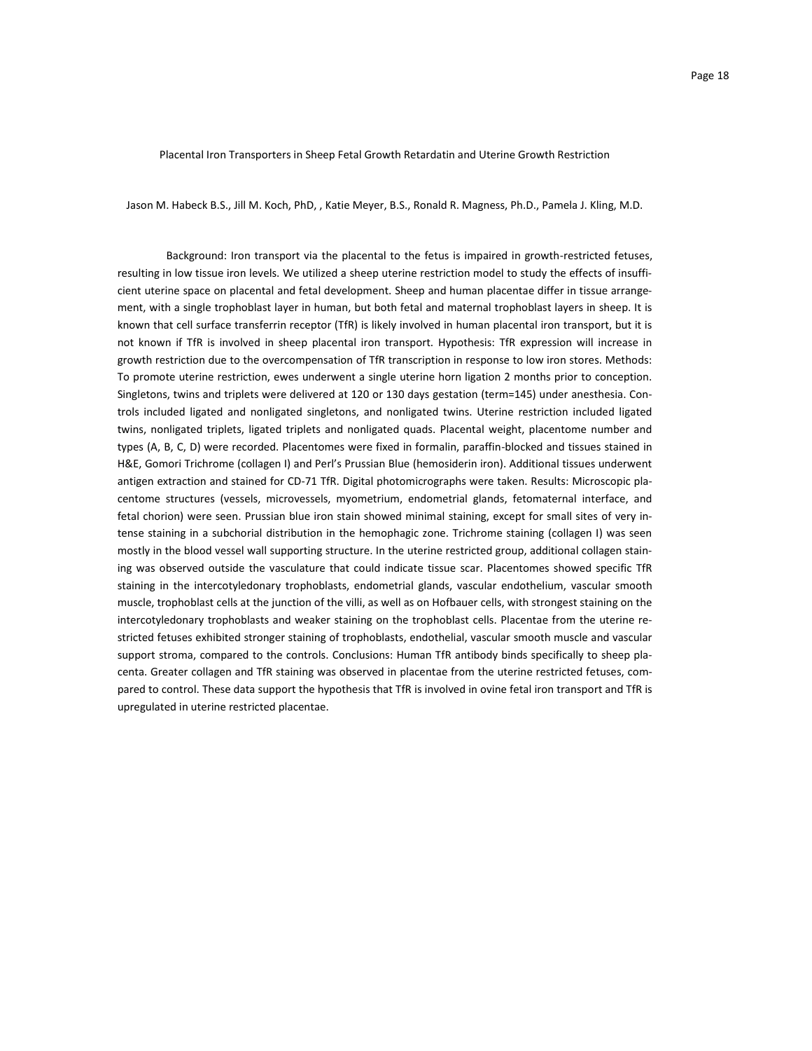## Placental Iron Transporters in Sheep Fetal Growth Retardatin and Uterine Growth Restriction

Jason M. Habeck B.S., Jill M. Koch, PhD, , Katie Meyer, B.S., Ronald R. Magness, Ph.D., Pamela J. Kling, M.D.

Background: Iron transport via the placental to the fetus is impaired in growth-restricted fetuses, resulting in low tissue iron levels. We utilized a sheep uterine restriction model to study the effects of insufficient uterine space on placental and fetal development. Sheep and human placentae differ in tissue arrangement, with a single trophoblast layer in human, but both fetal and maternal trophoblast layers in sheep. It is known that cell surface transferrin receptor (TfR) is likely involved in human placental iron transport, but it is not known if TfR is involved in sheep placental iron transport. Hypothesis: TfR expression will increase in growth restriction due to the overcompensation of TfR transcription in response to low iron stores. Methods: To promote uterine restriction, ewes underwent a single uterine horn ligation 2 months prior to conception. Singletons, twins and triplets were delivered at 120 or 130 days gestation (term=145) under anesthesia. Controls included ligated and nonligated singletons, and nonligated twins. Uterine restriction included ligated twins, nonligated triplets, ligated triplets and nonligated quads. Placental weight, placentome number and types (A, B, C, D) were recorded. Placentomes were fixed in formalin, paraffin-blocked and tissues stained in H&E, Gomori Trichrome (collagen I) and Perl's Prussian Blue (hemosiderin iron). Additional tissues underwent antigen extraction and stained for CD-71 TfR. Digital photomicrographs were taken. Results: Microscopic placentome structures (vessels, microvessels, myometrium, endometrial glands, fetomaternal interface, and fetal chorion) were seen. Prussian blue iron stain showed minimal staining, except for small sites of very intense staining in a subchorial distribution in the hemophagic zone. Trichrome staining (collagen I) was seen mostly in the blood vessel wall supporting structure. In the uterine restricted group, additional collagen staining was observed outside the vasculature that could indicate tissue scar. Placentomes showed specific TfR staining in the intercotyledonary trophoblasts, endometrial glands, vascular endothelium, vascular smooth muscle, trophoblast cells at the junction of the villi, as well as on Hofbauer cells, with strongest staining on the intercotyledonary trophoblasts and weaker staining on the trophoblast cells. Placentae from the uterine restricted fetuses exhibited stronger staining of trophoblasts, endothelial, vascular smooth muscle and vascular support stroma, compared to the controls. Conclusions: Human TfR antibody binds specifically to sheep placenta. Greater collagen and TfR staining was observed in placentae from the uterine restricted fetuses, compared to control. These data support the hypothesis that TfR is involved in ovine fetal iron transport and TfR is upregulated in uterine restricted placentae.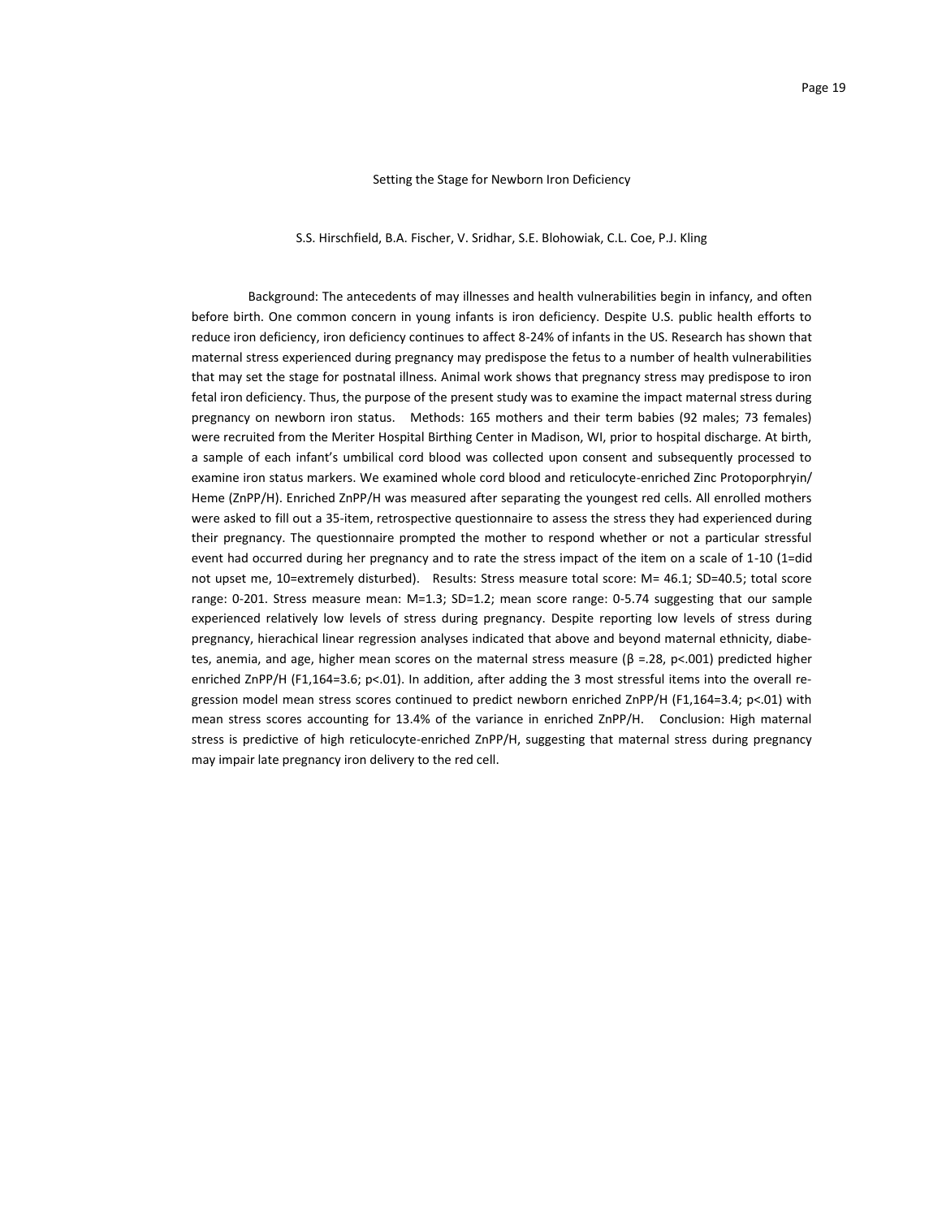# Setting the Stage for Newborn Iron Deficiency

S.S. Hirschfield, B.A. Fischer, V. Sridhar, S.E. Blohowiak, C.L. Coe, P.J. Kling

Background: The antecedents of may illnesses and health vulnerabilities begin in infancy, and often before birth. One common concern in young infants is iron deficiency. Despite U.S. public health efforts to reduce iron deficiency, iron deficiency continues to affect 8-24% of infants in the US. Research has shown that maternal stress experienced during pregnancy may predispose the fetus to a number of health vulnerabilities that may set the stage for postnatal illness. Animal work shows that pregnancy stress may predispose to iron fetal iron deficiency. Thus, the purpose of the present study was to examine the impact maternal stress during pregnancy on newborn iron status. Methods: 165 mothers and their term babies (92 males; 73 females) were recruited from the Meriter Hospital Birthing Center in Madison, WI, prior to hospital discharge. At birth, a sample of each infant's umbilical cord blood was collected upon consent and subsequently processed to examine iron status markers. We examined whole cord blood and reticulocyte-enriched Zinc Protoporphryin/ Heme (ZnPP/H). Enriched ZnPP/H was measured after separating the youngest red cells. All enrolled mothers were asked to fill out a 35-item, retrospective questionnaire to assess the stress they had experienced during their pregnancy. The questionnaire prompted the mother to respond whether or not a particular stressful event had occurred during her pregnancy and to rate the stress impact of the item on a scale of 1-10 (1=did not upset me, 10=extremely disturbed). Results: Stress measure total score: M= 46.1; SD=40.5; total score range: 0-201. Stress measure mean: M=1.3; SD=1.2; mean score range: 0-5.74 suggesting that our sample experienced relatively low levels of stress during pregnancy. Despite reporting low levels of stress during pregnancy, hierachical linear regression analyses indicated that above and beyond maternal ethnicity, diabetes, anemia, and age, higher mean scores on the maternal stress measure ($\beta = .28$, $p < .001$) predicted higher enriched ZnPP/H ($F_{1,164} = 3.6$; $p < .01$). In addition, after adding the 3 most stressful items into the overall regression model mean stress scores continued to predict newborn enriched ZnPP/H ($F_{1,164} = 3.4$; $p < .01$) with mean stress scores accounting for 13.4% of the variance in enriched ZnPP/H. Conclusion: High maternal stress is predictive of high reticulocyte-enriched ZnPP/H, suggesting that maternal stress during pregnancy may impair late pregnancy iron delivery to the red cell.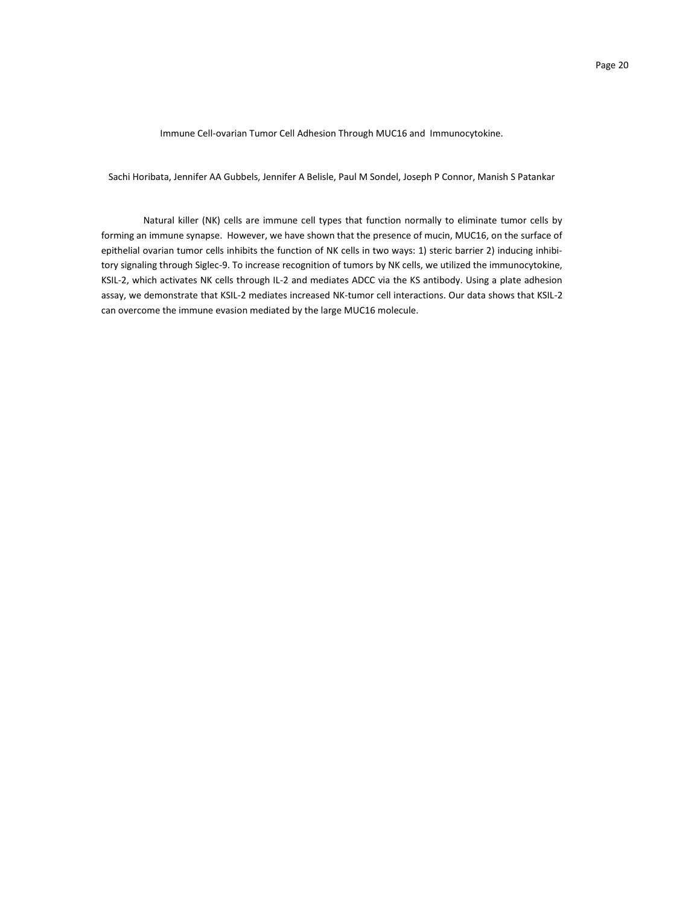## Immune Cell-ovarian Tumor Cell Adhesion Through MUC16 and Immunocytokine.

Sachi Horibata, Jennifer AA Gubbels, Jennifer A Belisle, Paul M Sondel, Joseph P Connor, Manish S Patankar

Natural killer (NK) cells are immune cell types that function normally to eliminate tumor cells by forming an immune synapse. However, we have shown that the presence of mucin, MUC16, on the surface of epithelial ovarian tumor cells inhibits the function of NK cells in two ways: 1) steric barrier 2) inducing inhibitory signaling through Siglec-9. To increase recognition of tumors by NK cells, we utilized the immunocytokine, KSIL-2, which activates NK cells through IL-2 and mediates ADCC via the KS antibody. Using a plate adhesion assay, we demonstrate that KSIL-2 mediates increased NK-tumor cell interactions. Our data shows that KSIL-2 can overcome the immune evasion mediated by the large MUC16 molecule.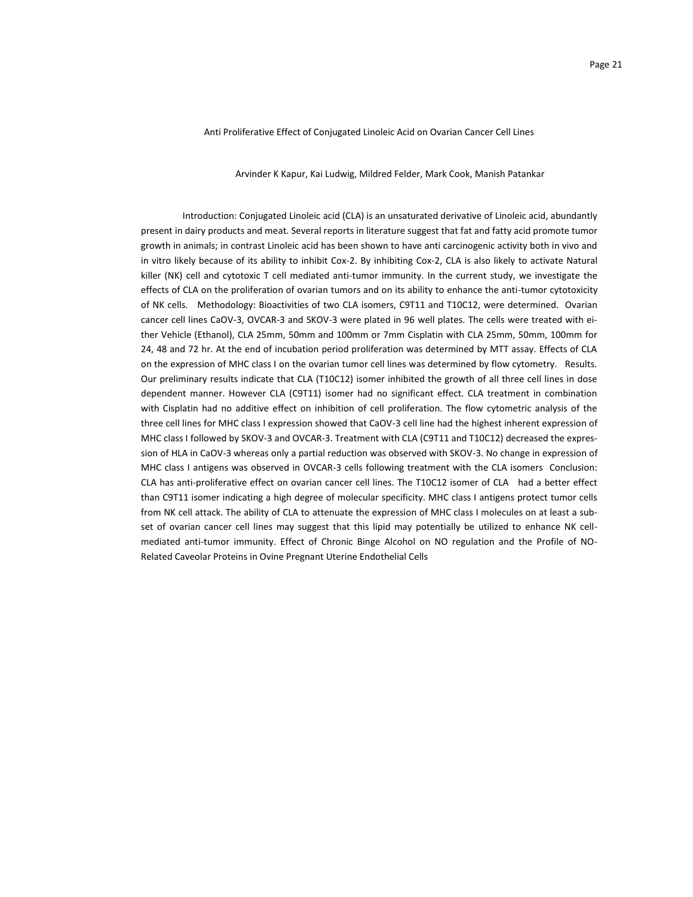## Anti Proliferative Effect of Conjugated Linoleic Acid on Ovarian Cancer Cell Lines

Arvinder K Kapur, Kai Ludwig, Mildred Felder, Mark Cook, Manish Patankar

Introduction: Conjugated Linoleic acid (CLA) is an unsaturated derivative of Linoleic acid, abundantly present in dairy products and meat. Several reports in literature suggest that fat and fatty acid promote tumor growth in animals; in contrast Linoleic acid has been shown to have anti carcinogenic activity both in vivo and in vitro likely because of its ability to inhibit Cox-2. By inhibiting Cox-2, CLA is also likely to activate Natural killer (NK) cell and cytotoxic T cell mediated anti-tumor immunity. In the current study, we investigate the effects of CLA on the proliferation of ovarian tumors and on its ability to enhance the anti-tumor cytotoxicity of NK cells. Methodology: Bioactivities of two CLA isomers, C9T11 and T10C12, were determined. Ovarian cancer cell lines CaOV-3, OVCAR-3 and SKOV-3 were plated in 96 well plates. The cells were treated with either Vehicle (Ethanol), CLA 25mm, 50mm and 100mm or 7mm Cisplatin with CLA 25mm, 50mm, 100mm for 24, 48 and 72 hr. At the end of incubation period proliferation was determined by MTT assay. Effects of CLA on the expression of MHC class I on the ovarian tumor cell lines was determined by flow cytometry. Results. Our preliminary results indicate that CLA (T10C12) isomer inhibited the growth of all three cell lines in dose dependent manner. However CLA (C9T11) isomer had no significant effect. CLA treatment in combination with Cisplatin had no additive effect on inhibition of cell proliferation. The flow cytometric analysis of the three cell lines for MHC class I expression showed that CaOV-3 cell line had the highest inherent expression of MHC class I followed by SKOV-3 and OVCAR-3. Treatment with CLA (C9T11 and T10C12) decreased the expression of HLA in CaOV-3 whereas only a partial reduction was observed with SKOV-3. No change in expression of MHC class I antigens was observed in OVCAR-3 cells following treatment with the CLA isomers Conclusion: CLA has anti-proliferative effect on ovarian cancer cell lines. The T10C12 isomer of CLA had a better effect than C9T11 isomer indicating a high degree of molecular specificity. MHC class I antigens protect tumor cells from NK cell attack. The ability of CLA to attenuate the expression of MHC class I molecules on at least a subset of ovarian cancer cell lines may suggest that this lipid may potentially be utilized to enhance NK cell-mediated anti-tumor immunity. Effect of Chronic Binge Alcohol on NO regulation and the Profile of NO-Related Caveolar Proteins in Ovine Pregnant Uterine Endothelial Cells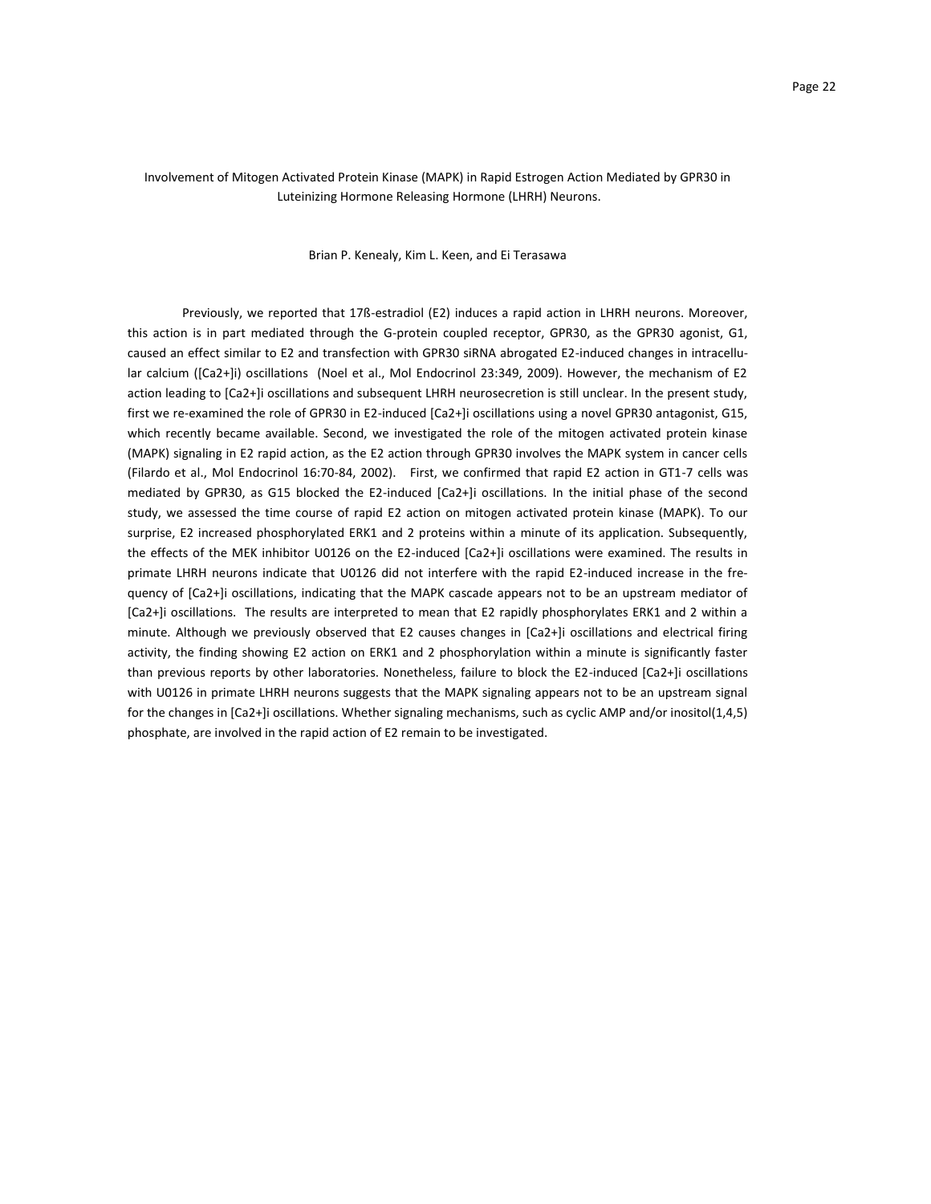## Involvement of Mitogen Activated Protein Kinase (MAPK) in Rapid Estrogen Action Mediated by GPR30 in Luteinizing Hormone Releasing Hormone (LHRH) Neurons.

Brian P. Kenealy, Kim L. Keen, and Ei Terasawa

Previously, we reported that 17ß-estradiol (E2) induces a rapid action in LHRH neurons. Moreover, this action is in part mediated through the G-protein coupled receptor, GPR30, as the GPR30 agonist, G1, caused an effect similar to E2 and transfection with GPR30 siRNA abrogated E2-induced changes in intracellular calcium ($[Ca^{2+}]_i$) oscillations (Noel et al., Mol Endocrinol 23:349, 2009). However, the mechanism of E2 action leading to $[Ca^{2+}]_i$ oscillations and subsequent LHRH neurosecretion is still unclear. In the present study, first we re-examined the role of GPR30 in E2-induced $[Ca^{2+}]_i$ oscillations using a novel GPR30 antagonist, G15, which recently became available. Second, we investigated the role of the mitogen activated protein kinase (MAPK) signaling in E2 rapid action, as the E2 action through GPR30 involves the MAPK system in cancer cells (Filardo et al., Mol Endocrinol 16:70-84, 2002). First, we confirmed that rapid E2 action in GT1-7 cells was mediated by GPR30, as G15 blocked the E2-induced $[Ca^{2+}]_i$ oscillations. In the initial phase of the second study, we assessed the time course of rapid E2 action on mitogen activated protein kinase (MAPK). To our surprise, E2 increased phosphorylated ERK1 and 2 proteins within a minute of its application. Subsequently, the effects of the MEK inhibitor U0126 on the E2-induced $[Ca^{2+}]_i$ oscillations were examined. The results in primate LHRH neurons indicate that U0126 did not interfere with the rapid E2-induced increase in the frequency of $[Ca^{2+}]_i$ oscillations, indicating that the MAPK cascade appears not to be an upstream mediator of $[Ca^{2+}]_i$ oscillations. The results are interpreted to mean that E2 rapidly phosphorylates ERK1 and 2 within a minute. Although we previously observed that E2 causes changes in $[Ca^{2+}]_i$ oscillations and electrical firing activity, the finding showing E2 action on ERK1 and 2 phosphorylation within a minute is significantly faster than previous reports by other laboratories. Nonetheless, failure to block the E2-induced $[Ca^{2+}]_i$ oscillations with U0126 in primate LHRH neurons suggests that the MAPK signaling appears not to be an upstream signal for the changes in $[Ca^{2+}]_i$ oscillations. Whether signaling mechanisms, such as cyclic AMP and/or inositol(1,4,5) phosphate, are involved in the rapid action of E2 remain to be investigated.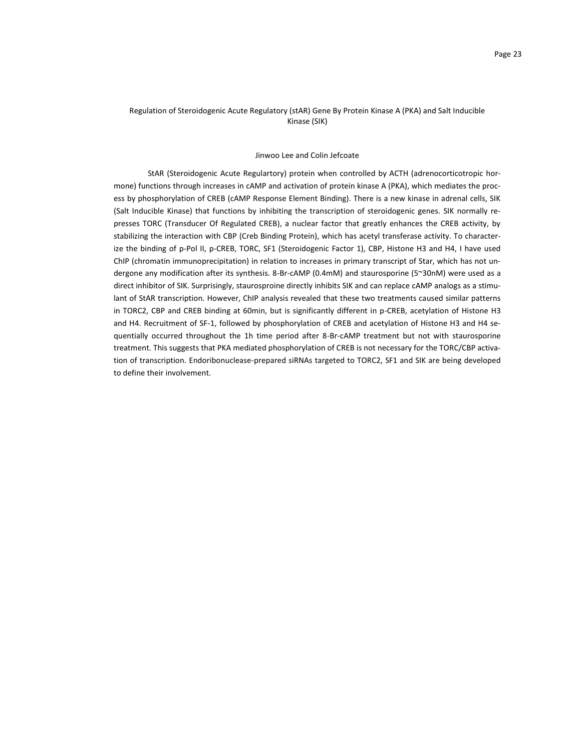## Regulation of Steroidogenic Acute Regulatory (stAR) Gene By Protein Kinase A (PKA) and Salt Inducible Kinase (SIK)

Jinwoo Lee and Colin Jefcoate

StAR (Steroidogenic Acute Regulartory) protein when controlled by ACTH (adrenocorticotropic hormone) functions through increases in cAMP and activation of protein kinase A (PKA), which mediates the process by phosphorylation of CREB (cAMP Response Element Binding). There is a new kinase in adrenal cells, SIK (Salt Inducible Kinase) that functions by inhibiting the transcription of steroidogenic genes. SIK normally represses TORC (Transducer Of Regulated CREB), a nuclear factor that greatly enhances the CREB activity, by stabilizing the interaction with CBP (Creb Binding Protein), which has acetyl transferase activity. To characterize the binding of p-Pol II, p-CREB, TORC, SF1 (Steroidogenic Factor 1), CBP, Histone H3 and H4, I have used ChIP (chromatin immunoprecipitation) in relation to increases in primary transcript of Star, which has not undergone any modification after its synthesis. 8-Br-cAMP (0.4mM) and staurosporine (5~30nM) were used as a direct inhibitor of SIK. Surprisingly, staurosproine directly inhibits SIK and can replace cAMP analogs as a stimulant of StAR transcription. However, ChIP analysis revealed that these two treatments caused similar patterns in TORC2, CBP and CREB binding at 60min, but is significantly different in p-CREB, acetylation of Histone H3 and H4. Recruitment of SF-1, followed by phosphorylation of CREB and acetylation of Histone H3 and H4 sequentially occurred throughout the 1h time period after 8-Br-cAMP treatment but not with staurosporine treatment. This suggests that PKA mediated phosphorylation of CREB is not necessary for the TORC/CBP activation of transcription. Endoribonuclease-prepared siRNAs targeted to TORC2, SF1 and SIK are being developed to define their involvement.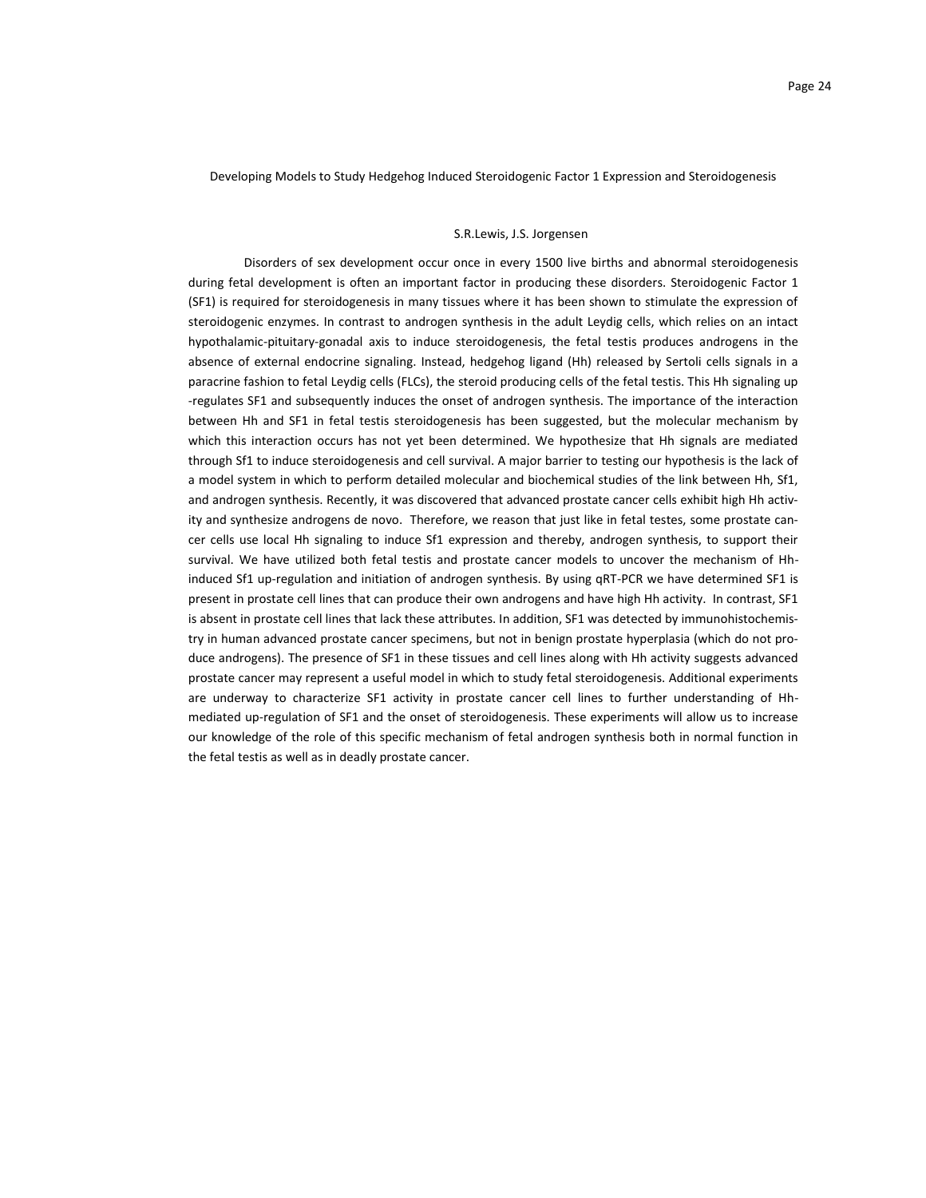## Developing Models to Study Hedgehog Induced Steroidogenic Factor 1 Expression and Steroidogenesis

S.R.Lewis, J.S. Jorgensen

Disorders of sex development occur once in every 1500 live births and abnormal steroidogenesis during fetal development is often an important factor in producing these disorders. Steroidogenic Factor 1 (SF1) is required for steroidogenesis in many tissues where it has been shown to stimulate the expression of steroidogenic enzymes. In contrast to androgen synthesis in the adult Leydig cells, which relies on an intact hypothalamic-pituitary-gonadal axis to induce steroidogenesis, the fetal testis produces androgens in the absence of external endocrine signaling. Instead, hedgehog ligand (Hh) released by Sertoli cells signals in a paracrine fashion to fetal Leydig cells (FLCs), the steroid producing cells of the fetal testis. This Hh signaling up-regulates SF1 and subsequently induces the onset of androgen synthesis. The importance of the interaction between Hh and SF1 in fetal testis steroidogenesis has been suggested, but the molecular mechanism by which this interaction occurs has not yet been determined. We hypothesize that Hh signals are mediated through Sf1 to induce steroidogenesis and cell survival. A major barrier to testing our hypothesis is the lack of a model system in which to perform detailed molecular and biochemical studies of the link between Hh, Sf1, and androgen synthesis. Recently, it was discovered that advanced prostate cancer cells exhibit high Hh activity and synthesize androgens de novo. Therefore, we reason that just like in fetal testes, some prostate cancer cells use local Hh signaling to induce Sf1 expression and thereby, androgen synthesis, to support their survival. We have utilized both fetal testis and prostate cancer models to uncover the mechanism of Hh-induced Sf1 up-regulation and initiation of androgen synthesis. By using qRT-PCR we have determined SF1 is present in prostate cell lines that can produce their own androgens and have high Hh activity. In contrast, SF1 is absent in prostate cell lines that lack these attributes. In addition, SF1 was detected by immunohistochemistry in human advanced prostate cancer specimens, but not in benign prostate hyperplasia (which do not produce androgens). The presence of SF1 in these tissues and cell lines along with Hh activity suggests advanced prostate cancer may represent a useful model in which to study fetal steroidogenesis. Additional experiments are underway to characterize SF1 activity in prostate cancer cell lines to further understanding of Hh-mediated up-regulation of SF1 and the onset of steroidogenesis. These experiments will allow us to increase our knowledge of the role of this specific mechanism of fetal androgen synthesis both in normal function in the fetal testis as well as in deadly prostate cancer.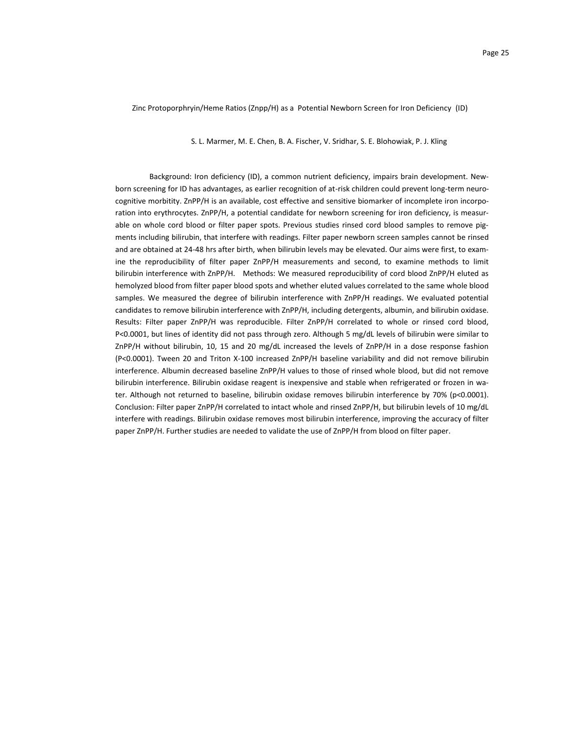## Zinc Protoporphryin/Heme Ratios (Znpp/H) as a Potential Newborn Screen for Iron Deficiency (ID)

S. L. Marmer, M. E. Chen, B. A. Fischer, V. Sridhar, S. E. Blohowiak, P. J. Kling

Background: Iron deficiency (ID), a common nutrient deficiency, impairs brain development. Newborn screening for ID has advantages, as earlier recognition of at-risk children could prevent long-term neurocognitive morbitity. ZnPP/H is an available, cost effective and sensitive biomarker of incomplete iron incorporation into erythrocytes. ZnPP/H, a potential candidate for newborn screening for iron deficiency, is measurable on whole cord blood or filter paper spots. Previous studies rinsed cord blood samples to remove pigments including bilirubin, that interfere with readings. Filter paper newborn screen samples cannot be rinsed and are obtained at 24-48 hrs after birth, when bilirubin levels may be elevated. Our aims were first, to examine the reproducibility of filter paper ZnPP/H measurements and second, to examine methods to limit bilirubin interference with ZnPP/H. Methods: We measured reproducibility of cord blood ZnPP/H eluted as hemolyzed blood from filter paper blood spots and whether eluted values correlated to the same whole blood samples. We measured the degree of bilirubin interference with ZnPP/H readings. We evaluated potential candidates to remove bilirubin interference with ZnPP/H, including detergents, albumin, and bilirubin oxidase. Results: Filter paper ZnPP/H was reproducible. Filter ZnPP/H correlated to whole or rinsed cord blood, $P<0.0001$, but lines of identity did not pass through zero. Although 5 mg/dL levels of bilirubin were similar to ZnPP/H without bilirubin, 10, 15 and 20 mg/dL increased the levels of ZnPP/H in a dose response fashion ($P<0.0001$). Tween 20 and Triton X-100 increased ZnPP/H baseline variability and did not remove bilirubin interference. Albumin decreased baseline ZnPP/H values to those of rinsed whole blood, but did not remove bilirubin interference. Bilirubin oxidase reagent is inexpensive and stable when refrigerated or frozen in water. Although not returned to baseline, bilirubin oxidase removes bilirubin interference by 70% ($p<0.0001$). Conclusion: Filter paper ZnPP/H correlated to intact whole and rinsed ZnPP/H, but bilirubin levels of 10 mg/dL interfere with readings. Bilirubin oxidase removes most bilirubin interference, improving the accuracy of filter paper ZnPP/H. Further studies are needed to validate the use of ZnPP/H from blood on filter paper.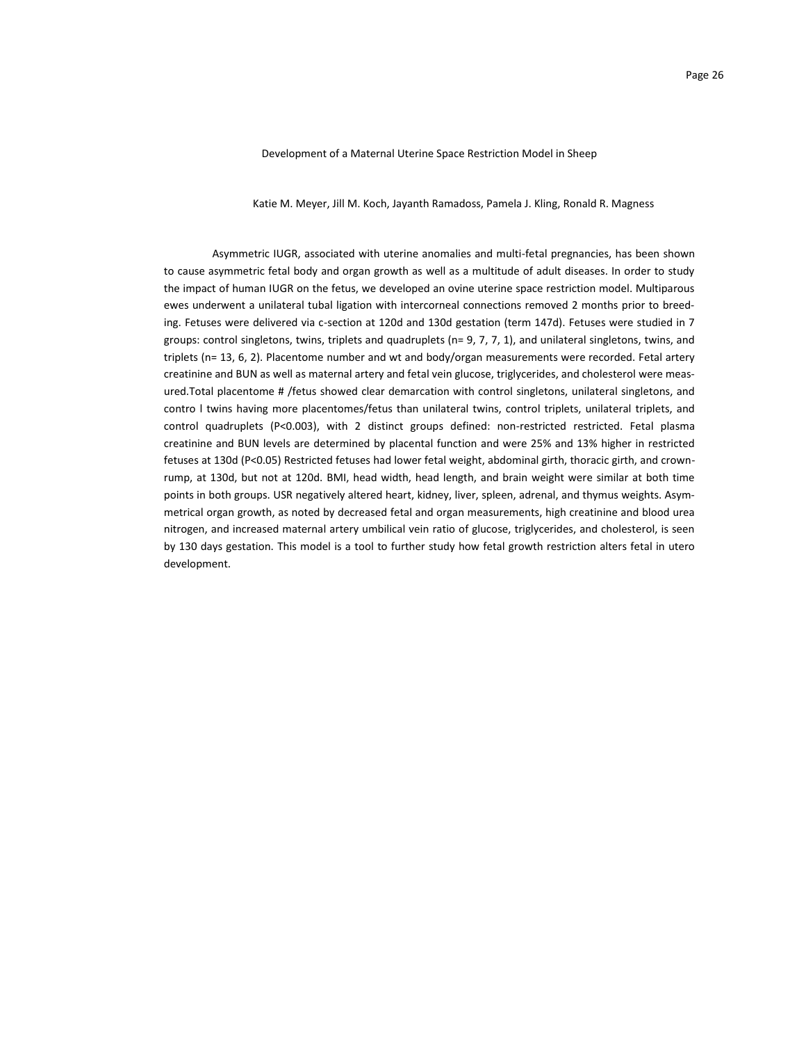## Development of a Maternal Uterine Space Restriction Model in Sheep

Katie M. Meyer, Jill M. Koch, Jayanth Ramadoss, Pamela J. Kling, Ronald R. Magness

Asymmetric IUGR, associated with uterine anomalies and multi-fetal pregnancies, has been shown to cause asymmetric fetal body and organ growth as well as a multitude of adult diseases. In order to study the impact of human IUGR on the fetus, we developed an ovine uterine space restriction model. Multiparous ewes underwent a unilateral tubal ligation with intercorneal connections removed 2 months prior to breeding. Fetuses were delivered via c-section at 120d and 130d gestation (term 147d). Fetuses were studied in 7 groups: control singletons, twins, triplets and quadruplets (n= 9, 7, 7, 1), and unilateral singletons, twins, and triplets (n= 13, 6, 2). Placentome number and wt and body/organ measurements were recorded. Fetal artery creatinine and BUN as well as maternal artery and fetal vein glucose, triglycerides, and cholesterol were measured.Total placentome # /fetus showed clear demarcation with control singletons, unilateral singletons, and contro l twins having more placentomes/fetus than unilateral twins, control triplets, unilateral triplets, and control quadruplets ($P<0.003$), with 2 distinct groups defined: non-restricted restricted. Fetal plasma creatinine and BUN levels are determined by placental function and were 25% and 13% higher in restricted fetuses at 130d ($P<0.05$) Restricted fetuses had lower fetal weight, abdominal girth, thoracic girth, and crown-rump, at 130d, but not at 120d. BMI, head width, head length, and brain weight were similar at both time points in both groups. USR negatively altered heart, kidney, liver, spleen, adrenal, and thymus weights. Asymmetrical organ growth, as noted by decreased fetal and organ measurements, high creatinine and blood urea nitrogen, and increased maternal artery umbilical vein ratio of glucose, triglycerides, and cholesterol, is seen by 130 days gestation. This model is a tool to further study how fetal growth restriction alters fetal in utero development.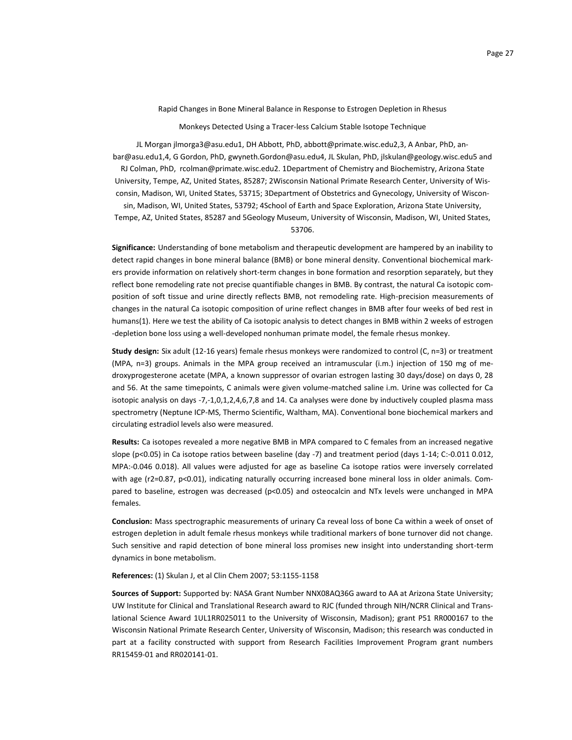## Rapid Changes in Bone Mineral Balance in Response to Estrogen Depletion in Rhesus Monkeys Detected Using a Tracer-less Calcium Stable Isotope Technique

JL Morgan jlmorga3@asu.edu1, DH Abbott, PhD, abbott@primate.wisc.edu2,3, A Anbar, PhD, anbar@asu.edu1,4, G Gordon, PhD, gwyneth.Gordon@asu.edu4, JL Skulan, PhD, jlskulan@geology.wisc.edu5 and RJ Colman, PhD, rcolman@primate.wisc.edu2. 1Department of Chemistry and Biochemistry, Arizona State University, Tempe, AZ, United States, 85287; 2Wisconsin National Primate Research Center, University of Wisconsin, Madison, WI, United States, 53715; 3Department of Obstetrics and Gynecology, University of Wisconsin, Madison, WI, United States, 53792; 4School of Earth and Space Exploration, Arizona State University, Tempe, AZ, United States, 85287 and 5Geology Museum, University of Wisconsin, Madison, WI, United States, 53706.

**Significance:** Understanding of bone metabolism and therapeutic development are hampered by an inability to detect rapid changes in bone mineral balance (BMB) or bone mineral density. Conventional biochemical markers provide information on relatively short-term changes in bone formation and resorption separately, but they reflect bone remodeling rate not precise quantifiable changes in BMB. By contrast, the natural Ca isotopic composition of soft tissue and urine directly reflects BMB, not remodeling rate. High-precision measurements of changes in the natural Ca isotopic composition of urine reflect changes in BMB after four weeks of bed rest in humans(1). Here we test the ability of Ca isotopic analysis to detect changes in BMB within 2 weeks of estrogen-depletion bone loss using a well-developed nonhuman primate model, the female rhesus monkey.

**Study design:** Six adult (12-16 years) female rhesus monkeys were randomized to control (C, n=3) or treatment (MPA, n=3) groups. Animals in the MPA group received an intramuscular (i.m.) injection of 150 mg of medroxyprogesterone acetate (MPA, a known suppressor of ovarian estrogen lasting 30 days/dose) on days 0, 28 and 56. At the same timepoints, C animals were given volume-matched saline i.m. Urine was collected for Ca isotopic analysis on days -7,-1,0,1,2,4,6,7,8 and 14. Ca analyses were done by inductively coupled plasma mass spectrometry (Neptune ICP-MS, Thermo Scientific, Waltham, MA). Conventional bone biochemical markers and circulating estradiol levels also were measured.

**Results:** Ca isotopes revealed a more negative BMB in MPA compared to C females from an increased negative slope ($p<0.05$) in Ca isotope ratios between baseline (day -7) and treatment period (days 1-14; C:-0.011 0.012, MPA:-0.046 0.018). All values were adjusted for age as baseline Ca isotope ratios were inversely correlated with age ($r^2=0.87$, $p<0.01$), indicating naturally occurring increased bone mineral loss in older animals. Compared to baseline, estrogen was decreased ($p<0.05$) and osteocalcin and NTx levels were unchanged in MPA females.

**Conclusion:** Mass spectrographic measurements of urinary Ca reveal loss of bone Ca within a week of onset of estrogen depletion in adult female rhesus monkeys while traditional markers of bone turnover did not change. Such sensitive and rapid detection of bone mineral loss promises new insight into understanding short-term dynamics in bone metabolism.

**References:** (1) Skulan J, et al Clin Chem 2007; 53:1155-1158

**Sources of Support:** Supported by: NASA Grant Number NNX08AQ36G award to AA at Arizona State University; UW Institute for Clinical and Translational Research award to RJC (funded through NIH/NCRR Clinical and Translational Science Award 1UL1RR025011 to the University of Wisconsin, Madison); grant P51 RR000167 to the Wisconsin National Primate Research Center, University of Wisconsin, Madison; this research was conducted in part at a facility constructed with support from Research Facilities Improvement Program grant numbers RR15459-01 and RR020141-01.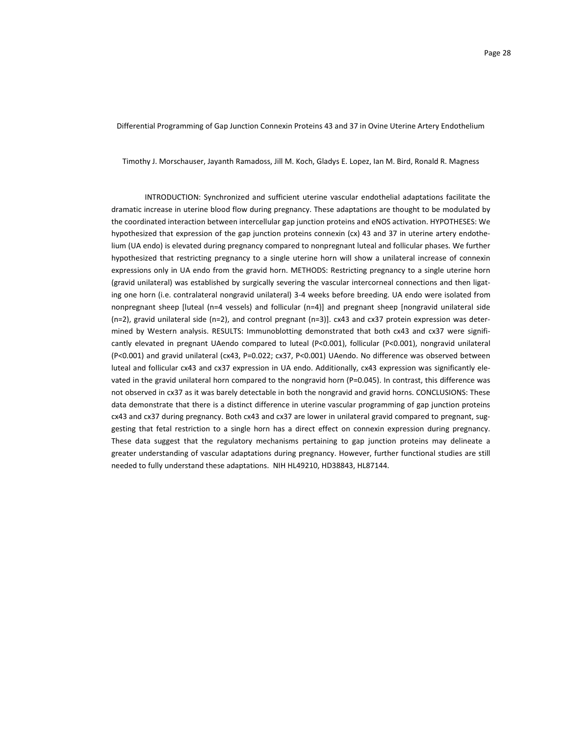Differential Programming of Gap Junction Connexin Proteins 43 and 37 in Ovine Uterine Artery Endothelium

Timothy J. Morschauser, Jayanth Ramadoss, Jill M. Koch, Gladys E. Lopez, Ian M. Bird, Ronald R. Magness

INTRODUCTION: Synchronized and sufficient uterine vascular endothelial adaptations facilitate the dramatic increase in uterine blood flow during pregnancy. These adaptations are thought to be modulated by the coordinated interaction between intercellular gap junction proteins and eNOS activation. HYPOTHESES: We hypothesized that expression of the gap junction proteins connexin (cx) 43 and 37 in uterine artery endothelium (UA endo) is elevated during pregnancy compared to nonpregnant luteal and follicular phases. We further hypothesized that restricting pregnancy to a single uterine horn will show a unilateral increase of connexin expressions only in UA endo from the gravid horn. METHODS: Restricting pregnancy to a single uterine horn (gravid unilateral) was established by surgically severing the vascular intercorneal connections and then ligating one horn (i.e. contralateral nongravid unilateral) 3-4 weeks before breeding. UA endo were isolated from nonpregnant sheep [luteal (n=4 vessels) and follicular (n=4)] and pregnant sheep [nongravid unilateral side (n=2), gravid unilateral side (n=2), and control pregnant (n=3)]. cx43 and cx37 protein expression was determined by Western analysis. RESULTS: Immunoblotting demonstrated that both cx43 and cx37 were significantly elevated in pregnant UAendo compared to luteal (P<0.001), follicular (P<0.001), nongravid unilateral (P<0.001) and gravid unilateral (cx43, P=0.022; cx37, P<0.001) UAendo. No difference was observed between luteal and follicular cx43 and cx37 expression in UA endo. Additionally, cx43 expression was significantly elevated in the gravid unilateral horn compared to the nongravid horn (P=0.045). In contrast, this difference was not observed in cx37 as it was barely detectable in both the nongravid and gravid horns. CONCLUSIONS: These data demonstrate that there is a distinct difference in uterine vascular programming of gap junction proteins cx43 and cx37 during pregnancy. Both cx43 and cx37 are lower in unilateral gravid compared to pregnant, suggesting that fetal restriction to a single horn has a direct effect on connexin expression during pregnancy. These data suggest that the regulatory mechanisms pertaining to gap junction proteins may delineate a greater understanding of vascular adaptations during pregnancy. However, further functional studies are still needed to fully understand these adaptations. NIH HL49210, HD38843, HL87144.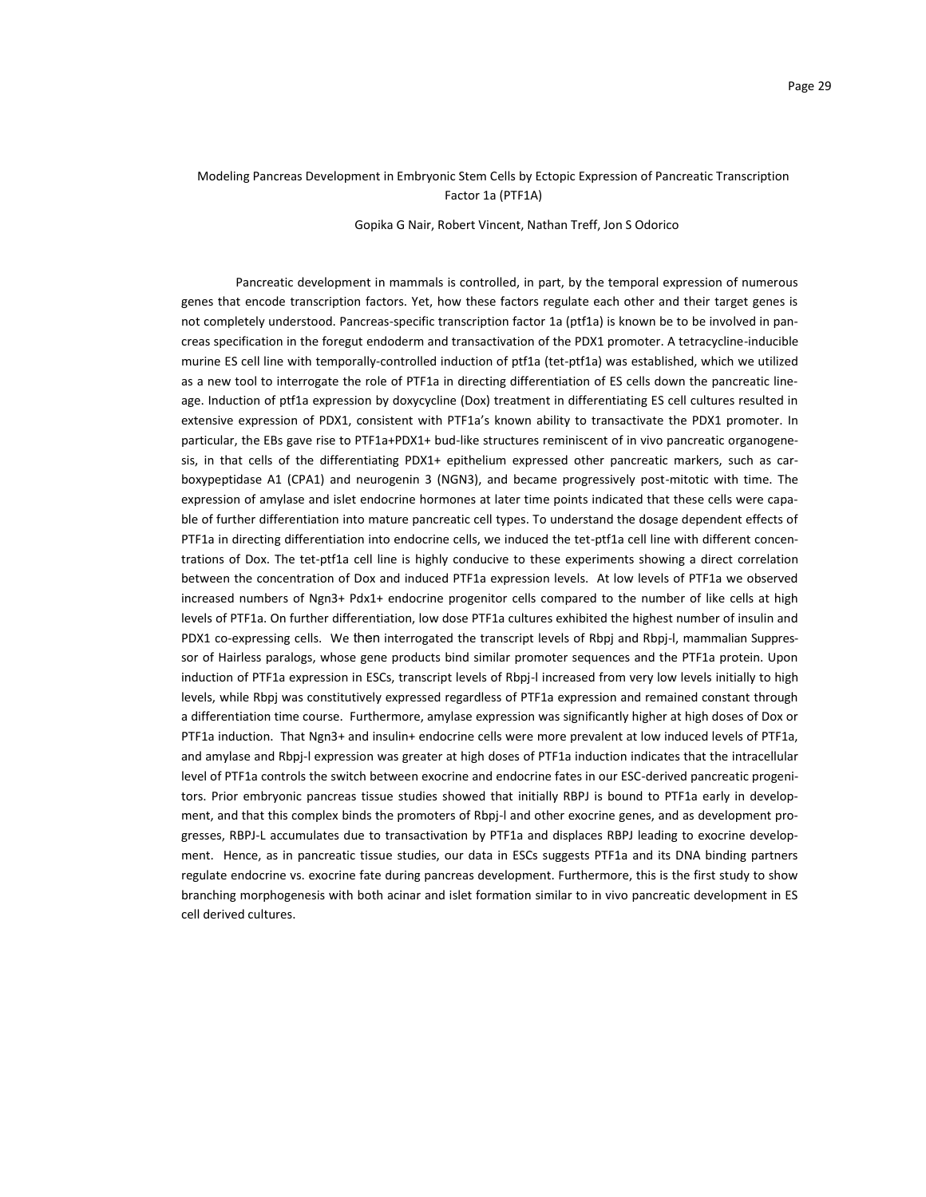# Modeling Pancreas Development in Embryonic Stem Cells by Ectopic Expression of Pancreatic Transcription Factor 1a (PTF1A)

Gopika G Nair, Robert Vincent, Nathan Treff, Jon S Odorico

Pancreatic development in mammals is controlled, in part, by the temporal expression of numerous genes that encode transcription factors. Yet, how these factors regulate each other and their target genes is not completely understood. Pancreas-specific transcription factor 1a (ptf1a) is known be to be involved in pancreas specification in the foregut endoderm and transactivation of the PDX1 promoter. A tetracycline-inducible murine ES cell line with temporally-controlled induction of ptf1a (tet-ptf1a) was established, which we utilized as a new tool to interrogate the role of PTF1a in directing differentiation of ES cells down the pancreatic lineage. Induction of ptf1a expression by doxycycline (Dox) treatment in differentiating ES cell cultures resulted in extensive expression of PDX1, consistent with PTF1a's known ability to transactivate the PDX1 promoter. In particular, the EBs gave rise to PTF1a+PDX1+ bud-like structures reminiscent of in vivo pancreatic organogenesis, in that cells of the differentiating PDX1+ epithelium expressed other pancreatic markers, such as carboxypeptidase A1 (CPA1) and neurogenin 3 (NGN3), and became progressively post-mitotic with time. The expression of amylase and islet endocrine hormones at later time points indicated that these cells were capable of further differentiation into mature pancreatic cell types. To understand the dosage dependent effects of PTF1a in directing differentiation into endocrine cells, we induced the tet-ptf1a cell line with different concentrations of Dox. The tet-ptf1a cell line is highly conducive to these experiments showing a direct correlation between the concentration of Dox and induced PTF1a expression levels. At low levels of PTF1a we observed increased numbers of Ngn3+ Pdx1+ endocrine progenitor cells compared to the number of like cells at high levels of PTF1a. On further differentiation, low dose PTF1a cultures exhibited the highest number of insulin and PDX1 co-expressing cells. We then interrogated the transcript levels of Rbpj and Rbpj-l, mammalian Suppressor of Hairless paralogs, whose gene products bind similar promoter sequences and the PTF1a protein. Upon induction of PTF1a expression in ESCs, transcript levels of Rbpj-l increased from very low levels initially to high levels, while Rbpj was constitutively expressed regardless of PTF1a expression and remained constant through a differentiation time course. Furthermore, amylase expression was significantly higher at high doses of Dox or PTF1a induction. That Ngn3+ and insulin+ endocrine cells were more prevalent at low induced levels of PTF1a, and amylase and Rbpj-l expression was greater at high doses of PTF1a induction indicates that the intracellular level of PTF1a controls the switch between exocrine and endocrine fates in our ESC-derived pancreatic progenitors. Prior embryonic pancreas tissue studies showed that initially RBPJ is bound to PTF1a early in development, and that this complex binds the promoters of Rbpj-l and other exocrine genes, and as development progresses, RBPJ-L accumulates due to transactivation by PTF1a and displaces RBPJ leading to exocrine development. Hence, as in pancreatic tissue studies, our data in ESCs suggests PTF1a and its DNA binding partners regulate endocrine vs. exocrine fate during pancreas development. Furthermore, this is the first study to show branching morphogenesis with both acinar and islet formation similar to in vivo pancreatic development in ES cell derived cultures.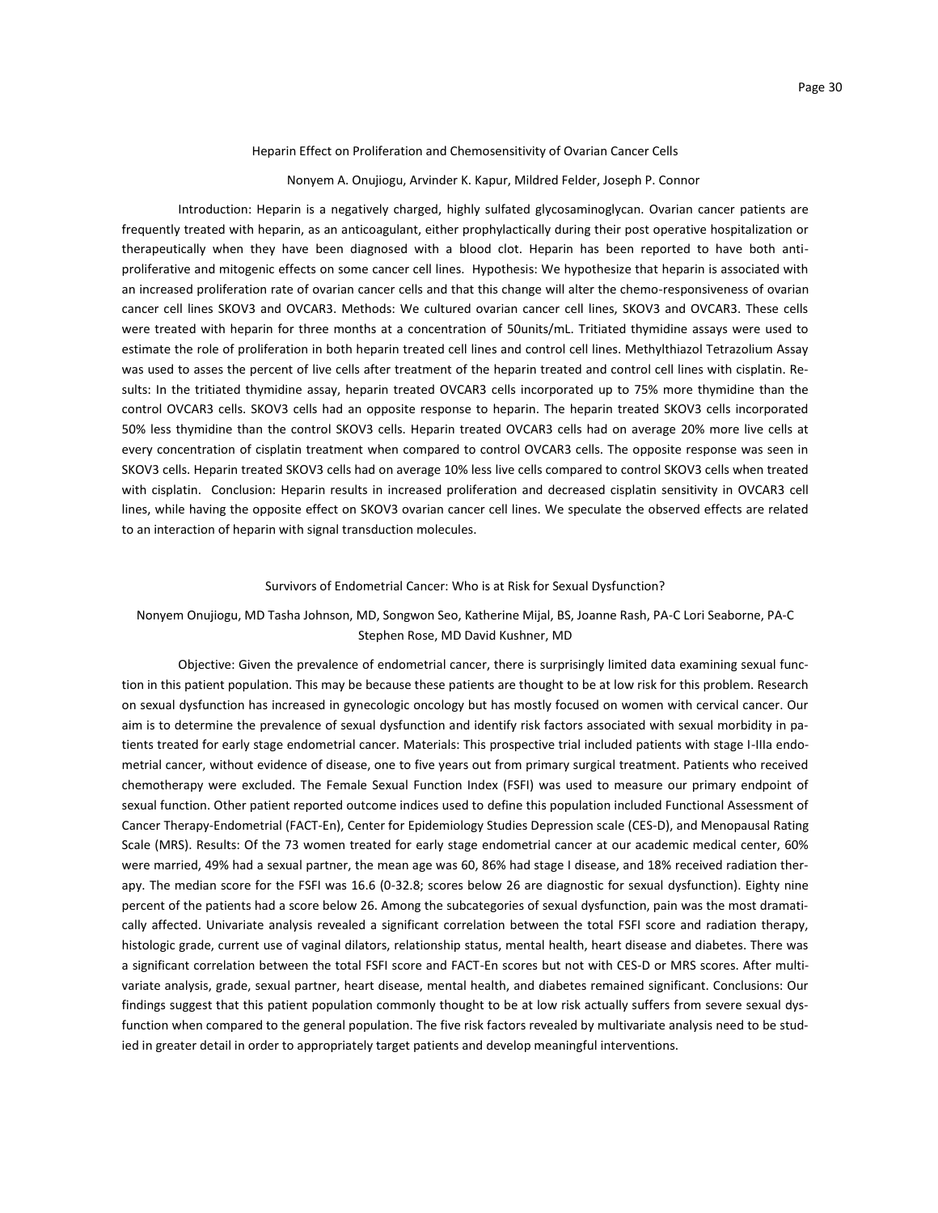## Heparin Effect on Proliferation and Chemosensitivity of Ovarian Cancer Cells

Nonyem A. Onujiogu, Arvinder K. Kapur, Mildred Felder, Joseph P. Connor

Introduction: Heparin is a negatively charged, highly sulfated glycosaminoglycan. Ovarian cancer patients are frequently treated with heparin, as an anticoagulant, either prophylactically during their post operative hospitalization or therapeutically when they have been diagnosed with a blood clot. Heparin has been reported to have both anti-proliferative and mitogenic effects on some cancer cell lines. Hypothesis: We hypothesize that heparin is associated with an increased proliferation rate of ovarian cancer cells and that this change will alter the chemo-responsiveness of ovarian cancer cell lines SKOV3 and OVCAR3. Methods: We cultured ovarian cancer cell lines, SKOV3 and OVCAR3. These cells were treated with heparin for three months at a concentration of 50units/mL. Tritiated thymidine assays were used to estimate the role of proliferation in both heparin treated cell lines and control cell lines. Methylthiazol Tetrazolium Assay was used to asses the percent of live cells after treatment of the heparin treated and control cell lines with cisplatin. Results: In the tritiated thymidine assay, heparin treated OVCAR3 cells incorporated up to 75% more thymidine than the control OVCAR3 cells. SKOV3 cells had an opposite response to heparin. The heparin treated SKOV3 cells incorporated 50% less thymidine than the control SKOV3 cells. Heparin treated OVCAR3 cells had on average 20% more live cells at every concentration of cisplatin treatment when compared to control OVCAR3 cells. The opposite response was seen in SKOV3 cells. Heparin treated SKOV3 cells had on average 10% less live cells compared to control SKOV3 cells when treated with cisplatin. Conclusion: Heparin results in increased proliferation and decreased cisplatin sensitivity in OVCAR3 cell lines, while having the opposite effect on SKOV3 ovarian cancer cell lines. We speculate the observed effects are related to an interaction of heparin with signal transduction molecules.

## Survivors of Endometrial Cancer: Who is at Risk for Sexual Dysfunction?

Nonyem Onujiogu, MD Tasha Johnson, MD, Songwon Seo, Katherine Mijal, BS, Joanne Rash, PA-C Lori Seaborne, PA-C Stephen Rose, MD David Kushner, MD

Objective: Given the prevalence of endometrial cancer, there is surprisingly limited data examining sexual function in this patient population. This may be because these patients are thought to be at low risk for this problem. Research on sexual dysfunction has increased in gynecologic oncology but has mostly focused on women with cervical cancer. Our aim is to determine the prevalence of sexual dysfunction and identify risk factors associated with sexual morbidity in patients treated for early stage endometrial cancer. Materials: This prospective trial included patients with stage I-IIIa endometrial cancer, without evidence of disease, one to five years out from primary surgical treatment. Patients who received chemotherapy were excluded. The Female Sexual Function Index (FSFI) was used to measure our primary endpoint of sexual function. Other patient reported outcome indices used to define this population included Functional Assessment of Cancer Therapy-Endometrial (FACT-En), Center for Epidemiology Studies Depression scale (CES-D), and Menopausal Rating Scale (MRS). Results: Of the 73 women treated for early stage endometrial cancer at our academic medical center, 60% were married, 49% had a sexual partner, the mean age was 60, 86% had stage I disease, and 18% received radiation therapy. The median score for the FSFI was 16.6 (0-32.8; scores below 26 are diagnostic for sexual dysfunction). Eighty nine percent of the patients had a score below 26. Among the subcategories of sexual dysfunction, pain was the most dramatically affected. Univariate analysis revealed a significant correlation between the total FSFI score and radiation therapy, histologic grade, current use of vaginal dilators, relationship status, mental health, heart disease and diabetes. There was a significant correlation between the total FSFI score and FACT-En scores but not with CES-D or MRS scores. After multivariate analysis, grade, sexual partner, heart disease, mental health, and diabetes remained significant. Conclusions: Our findings suggest that this patient population commonly thought to be at low risk actually suffers from severe sexual dysfunction when compared to the general population. The five risk factors revealed by multivariate analysis need to be studied in greater detail in order to appropriately target patients and develop meaningful interventions.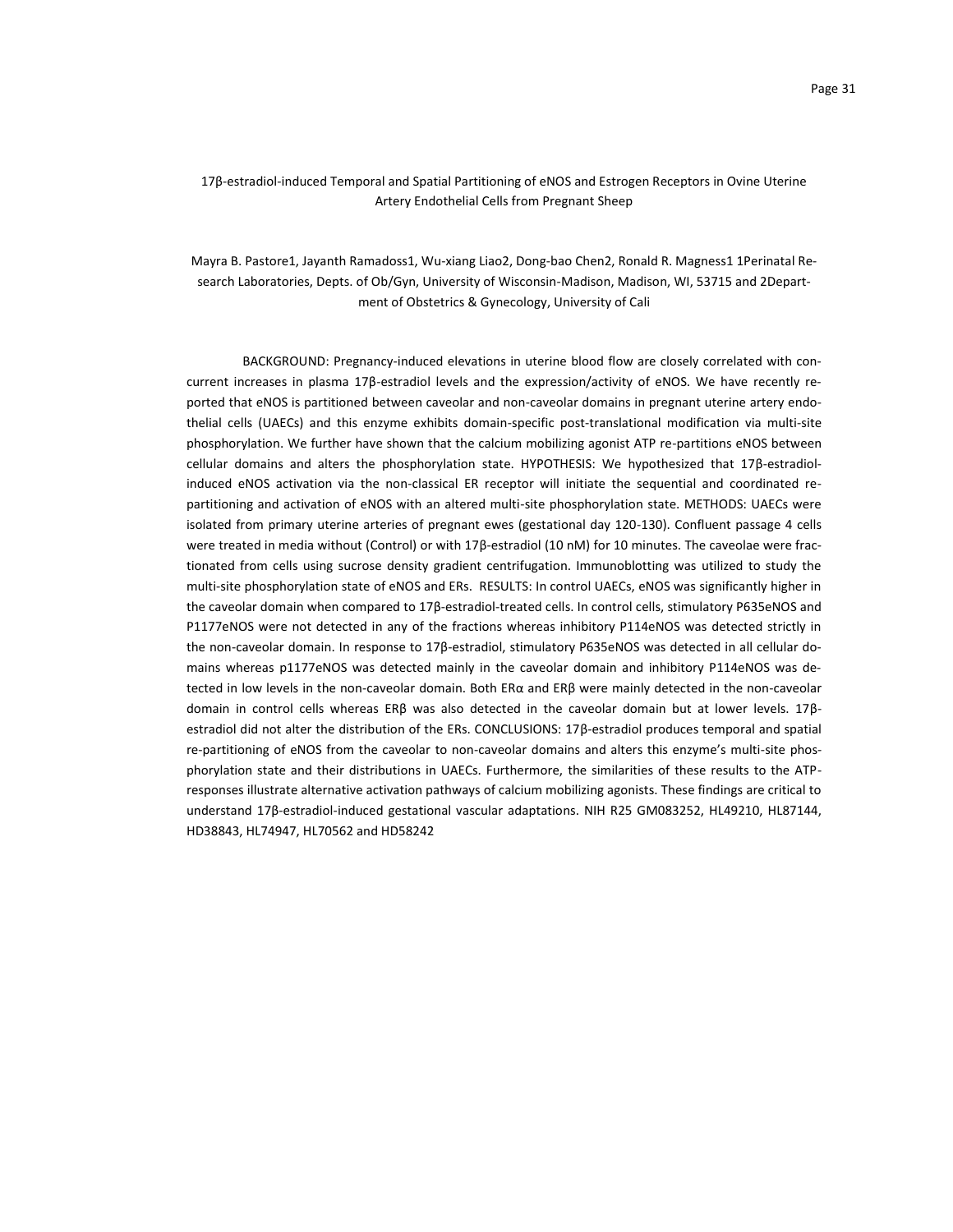## 17β-estradiol-induced Temporal and Spatial Partitioning of eNOS and Estrogen Receptors in Ovine Uterine Artery Endothelial Cells from Pregnant Sheep

Mayra B. Pastore1, Jayanth Ramadoss1, Wu-xiang Liao2, Dong-bao Chen2, Ronald R. Magness1 1Perinatal Research Laboratories, Depts. of Ob/Gyn, University of Wisconsin-Madison, Madison, WI, 53715 and 2Department of Obstetrics & Gynecology, University of Cali

BACKGROUND: Pregnancy-induced elevations in uterine blood flow are closely correlated with concurrent increases in plasma 17β-estradiol levels and the expression/activity of eNOS. We have recently reported that eNOS is partitioned between caveolar and non-caveolar domains in pregnant uterine artery endothelial cells (UAECs) and this enzyme exhibits domain-specific post-translational modification via multi-site phosphorylation. We further have shown that the calcium mobilizing agonist ATP re-partitions eNOS between cellular domains and alters the phosphorylation state. HYPOTHESIS: We hypothesized that 17β-estradiol-induced eNOS activation via the non-classical ER receptor will initiate the sequential and coordinated re-partitioning and activation of eNOS with an altered multi-site phosphorylation state. METHODS: UAECs were isolated from primary uterine arteries of pregnant ewes (gestational day 120-130). Confluent passage 4 cells were treated in media without (Control) or with 17β-estradiol (10 nM) for 10 minutes. The caveolae were fractionated from cells using sucrose density gradient centrifugation. Immunoblotting was utilized to study the multi-site phosphorylation state of eNOS and ERs. RESULTS: In control UAECs, eNOS was significantly higher in the caveolar domain when compared to 17β-estradiol-treated cells. In control cells, stimulatory P635eNOS and P1177eNOS were not detected in any of the fractions whereas inhibitory P114eNOS was detected strictly in the non-caveolar domain. In response to 17β-estradiol, stimulatory P635eNOS was detected in all cellular domains whereas p1177eNOS was detected mainly in the caveolar domain and inhibitory P114eNOS was detected in low levels in the non-caveolar domain. Both ERα and ERβ were mainly detected in the non-caveolar domain in control cells whereas ERβ was also detected in the caveolar domain but at lower levels. 17β-estradiol did not alter the distribution of the ERs. CONCLUSIONS: 17β-estradiol produces temporal and spatial re-partitioning of eNOS from the caveolar to non-caveolar domains and alters this enzyme's multi-site phosphorylation state and their distributions in UAECs. Furthermore, the similarities of these results to the ATP-responses illustrate alternative activation pathways of calcium mobilizing agonists. These findings are critical to understand 17β-estradiol-induced gestational vascular adaptations. NIH R25 GM083252, HL49210, HL87144, HD38843, HL74947, HL70562 and HD58242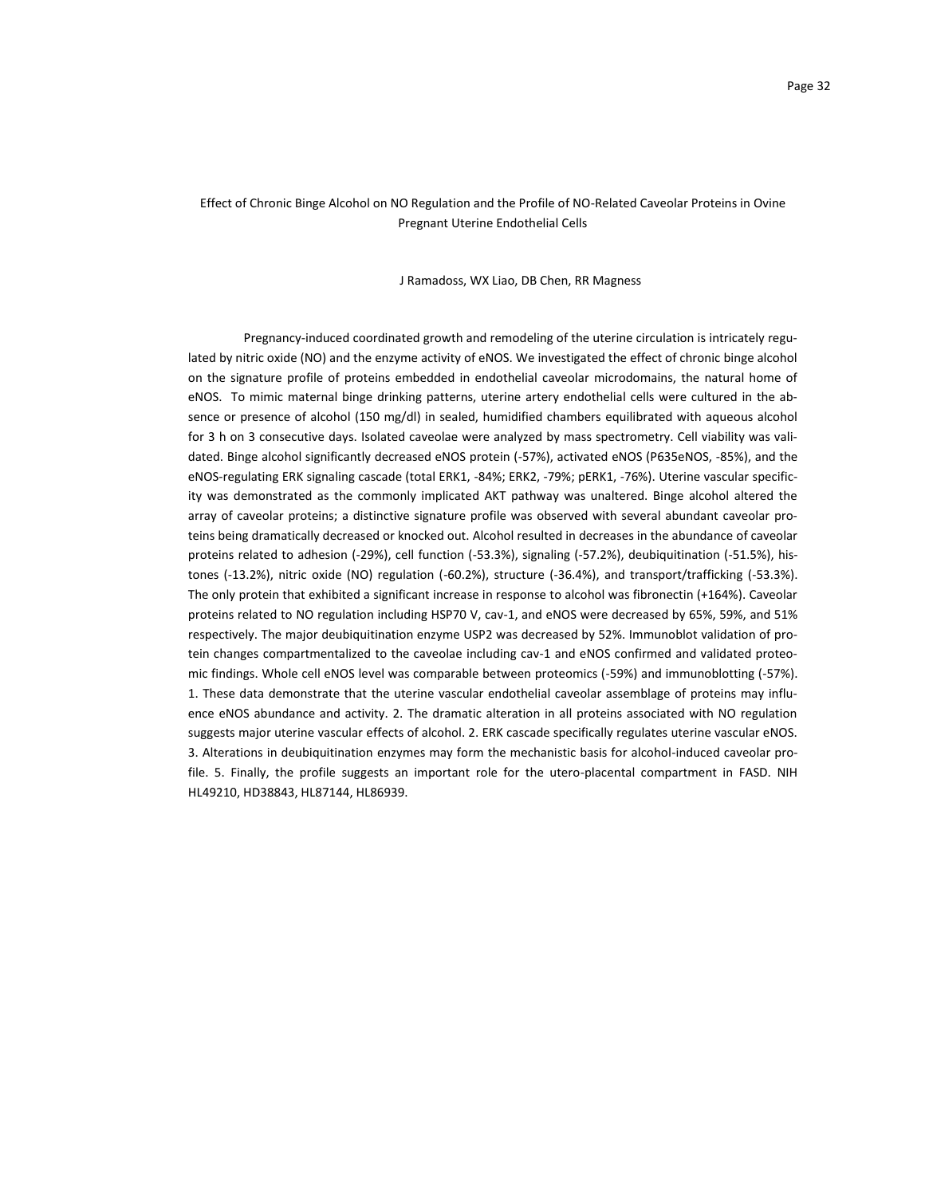## Effect of Chronic Binge Alcohol on NO Regulation and the Profile of NO-Related Caveolar Proteins in Ovine Pregnant Uterine Endothelial Cells

J Ramadoss, WX Liao, DB Chen, RR Magness

Pregnancy-induced coordinated growth and remodeling of the uterine circulation is intricately regulated by nitric oxide (NO) and the enzyme activity of eNOS. We investigated the effect of chronic binge alcohol on the signature profile of proteins embedded in endothelial caveolar microdomains, the natural home of eNOS. To mimic maternal binge drinking patterns, uterine artery endothelial cells were cultured in the absence or presence of alcohol (150 mg/dl) in sealed, humidified chambers equilibrated with aqueous alcohol for 3 h on 3 consecutive days. Isolated caveolae were analyzed by mass spectrometry. Cell viability was validated. Binge alcohol significantly decreased eNOS protein (-57%), activated eNOS (P635eNOS, -85%), and the eNOS-regulating ERK signaling cascade (total ERK1, -84%; ERK2, -79%; pERK1, -76%). Uterine vascular specificity was demonstrated as the commonly implicated AKT pathway was unaltered. Binge alcohol altered the array of caveolar proteins; a distinctive signature profile was observed with several abundant caveolar proteins being dramatically decreased or knocked out. Alcohol resulted in decreases in the abundance of caveolar proteins related to adhesion (-29%), cell function (-53.3%), signaling (-57.2%), deubiquitination (-51.5%), histones (-13.2%), nitric oxide (NO) regulation (-60.2%), structure (-36.4%), and transport/trafficking (-53.3%). The only protein that exhibited a significant increase in response to alcohol was fibronectin (+164%). Caveolar proteins related to NO regulation including HSP70 V, cav-1, and eNOS were decreased by 65%, 59%, and 51% respectively. The major deubiquitination enzyme USP2 was decreased by 52%. Immunoblot validation of protein changes compartmentalized to the caveolae including cav-1 and eNOS confirmed and validated proteomic findings. Whole cell eNOS level was comparable between proteomics (-59%) and immunoblotting (-57%). 1. These data demonstrate that the uterine vascular endothelial caveolar assemblage of proteins may influence eNOS abundance and activity. 2. The dramatic alteration in all proteins associated with NO regulation suggests major uterine vascular effects of alcohol. 2. ERK cascade specifically regulates uterine vascular eNOS. 3. Alterations in deubiquitination enzymes may form the mechanistic basis for alcohol-induced caveolar profile. 5. Finally, the profile suggests an important role for the utero-placental compartment in FASD. NIH HL49210, HD38843, HL87144, HL86939.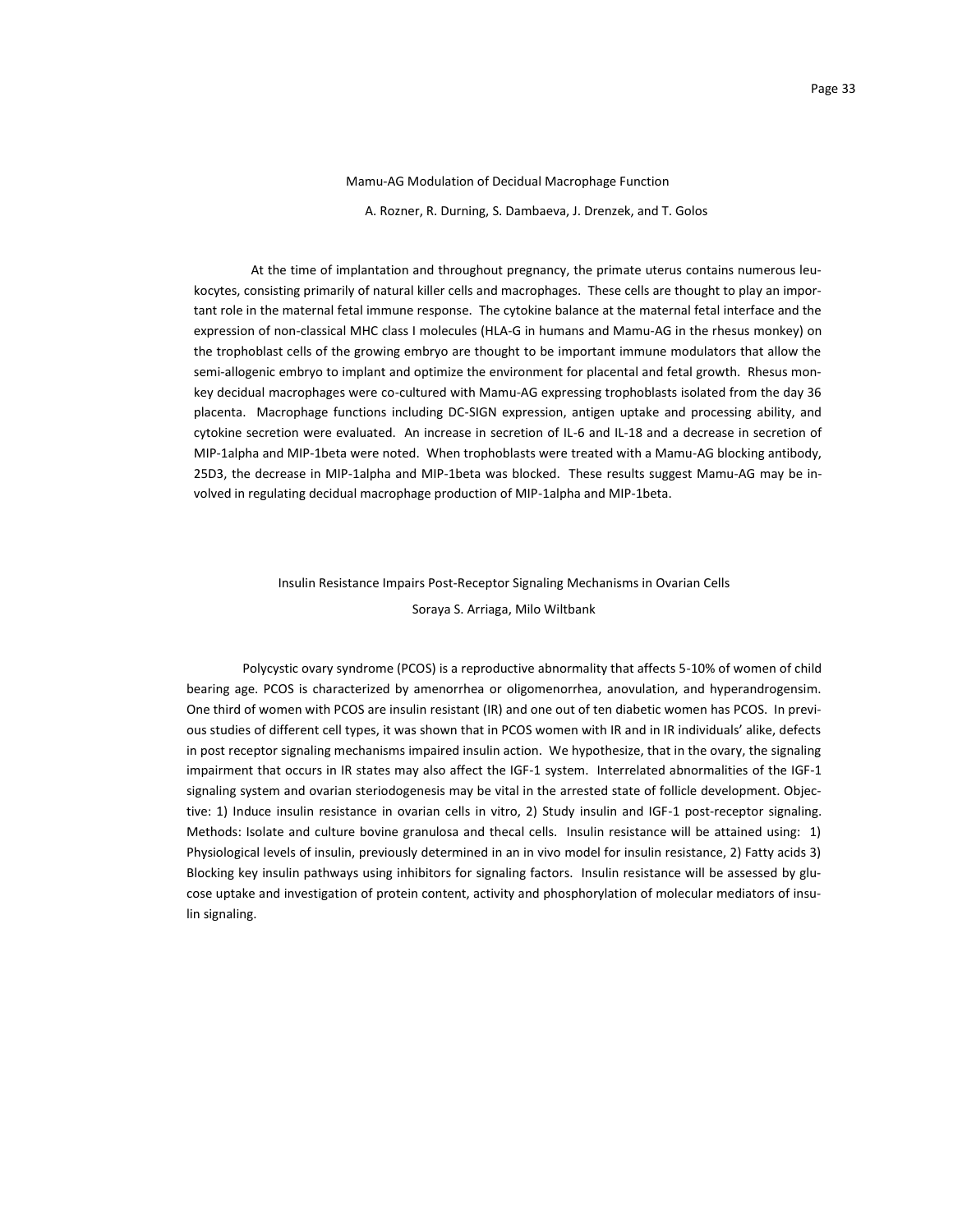## Mamu-AG Modulation of Decidual Macrophage Function

A. Rozner, R. Durning, S. Dambaeva, J. Drenzek, and T. Golos

At the time of implantation and throughout pregnancy, the primate uterus contains numerous leukocytes, consisting primarily of natural killer cells and macrophages. These cells are thought to play an important role in the maternal fetal immune response. The cytokine balance at the maternal fetal interface and the expression of non-classical MHC class I molecules (HLA-G in humans and Mamu-AG in the rhesus monkey) on the trophoblast cells of the growing embryo are thought to be important immune modulators that allow the semi-allogenic embryo to implant and optimize the environment for placental and fetal growth. Rhesus monkey decidual macrophages were co-cultured with Mamu-AG expressing trophoblasts isolated from the day 36 placenta. Macrophage functions including DC-SIGN expression, antigen uptake and processing ability, and cytokine secretion were evaluated. An increase in secretion of IL-6 and IL-18 and a decrease in secretion of MIP-1alpha and MIP-1beta were noted. When trophoblasts were treated with a Mamu-AG blocking antibody, 25D3, the decrease in MIP-1alpha and MIP-1beta was blocked. These results suggest Mamu-AG may be involved in regulating decidual macrophage production of MIP-1alpha and MIP-1beta.

## Insulin Resistance Impairs Post-Receptor Signaling Mechanisms in Ovarian Cells

Soraya S. Arriaga, Milo Wiltbank

Polycystic ovary syndrome (PCOS) is a reproductive abnormality that affects 5-10% of women of child bearing age. PCOS is characterized by amenorrhea or oligomenorrhea, anovulation, and hyperandrogensim. One third of women with PCOS are insulin resistant (IR) and one out of ten diabetic women has PCOS. In previous studies of different cell types, it was shown that in PCOS women with IR and in IR individuals' alike, defects in post receptor signaling mechanisms impaired insulin action. We hypothesize, that in the ovary, the signaling impairment that occurs in IR states may also affect the IGF-1 system. Interrelated abnormalities of the IGF-1 signaling system and ovarian steriodogenesis may be vital in the arrested state of follicle development. Objective: 1) Induce insulin resistance in ovarian cells in vitro, 2) Study insulin and IGF-1 post-receptor signaling. Methods: Isolate and culture bovine granulosa and thecal cells. Insulin resistance will be attained using: 1) Physiological levels of insulin, previously determined in an in vivo model for insulin resistance, 2) Fatty acids 3) Blocking key insulin pathways using inhibitors for signaling factors. Insulin resistance will be assessed by glucose uptake and investigation of protein content, activity and phosphorylation of molecular mediators of insulin signaling.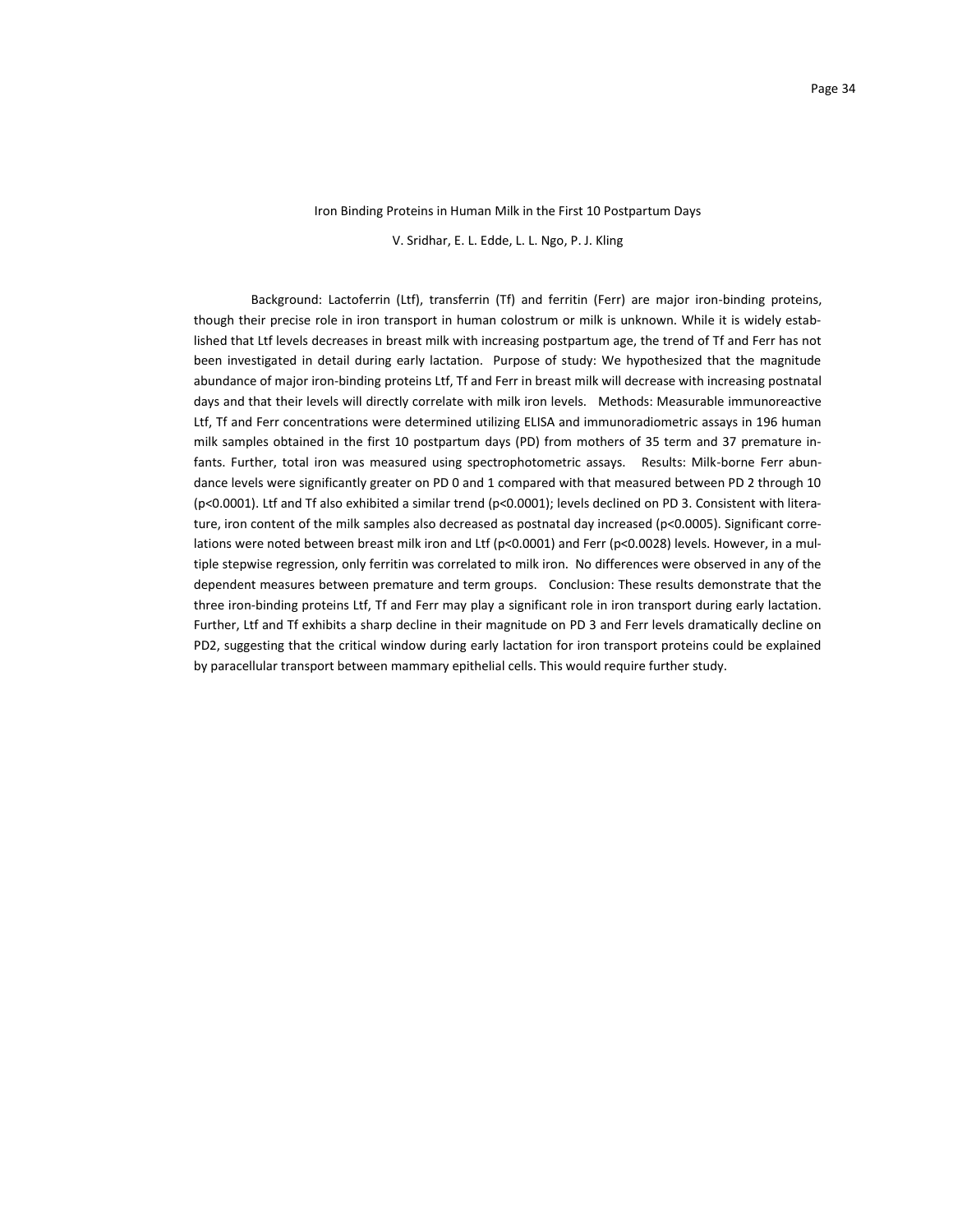## Iron Binding Proteins in Human Milk in the First 10 Postpartum Days

V. Sridhar, E. L. Edde, L. L. Ngo, P. J. Kling

Background: Lactoferrin (Ltf), transferrin (Tf) and ferritin (Ferr) are major iron-binding proteins, though their precise role in iron transport in human colostrum or milk is unknown. While it is widely established that Ltf levels decreases in breast milk with increasing postpartum age, the trend of Tf and Ferr has not been investigated in detail during early lactation. Purpose of study: We hypothesized that the magnitude abundance of major iron-binding proteins Ltf, Tf and Ferr in breast milk will decrease with increasing postnatal days and that their levels will directly correlate with milk iron levels. Methods: Measurable immunoreactive Ltf, Tf and Ferr concentrations were determined utilizing ELISA and immunoradiometric assays in 196 human milk samples obtained in the first 10 postpartum days (PD) from mothers of 35 term and 37 premature infants. Further, total iron was measured using spectrophotometric assays. Results: Milk-borne Ferr abundance levels were significantly greater on PD 0 and 1 compared with that measured between PD 2 through 10 ($p<0.0001$). Ltf and Tf also exhibited a similar trend ($p<0.0001$); levels declined on PD 3. Consistent with literature, iron content of the milk samples also decreased as postnatal day increased ($p<0.0005$). Significant correlations were noted between breast milk iron and Ltf ($p<0.0001$) and Ferr ($p<0.0028$) levels. However, in a multiple stepwise regression, only ferritin was correlated to milk iron. No differences were observed in any of the dependent measures between premature and term groups. Conclusion: These results demonstrate that the three iron-binding proteins Ltf, Tf and Ferr may play a significant role in iron transport during early lactation. Further, Ltf and Tf exhibits a sharp decline in their magnitude on PD 3 and Ferr levels dramatically decline on PD2, suggesting that the critical window during early lactation for iron transport proteins could be explained by paracellular transport between mammary epithelial cells. This would require further study.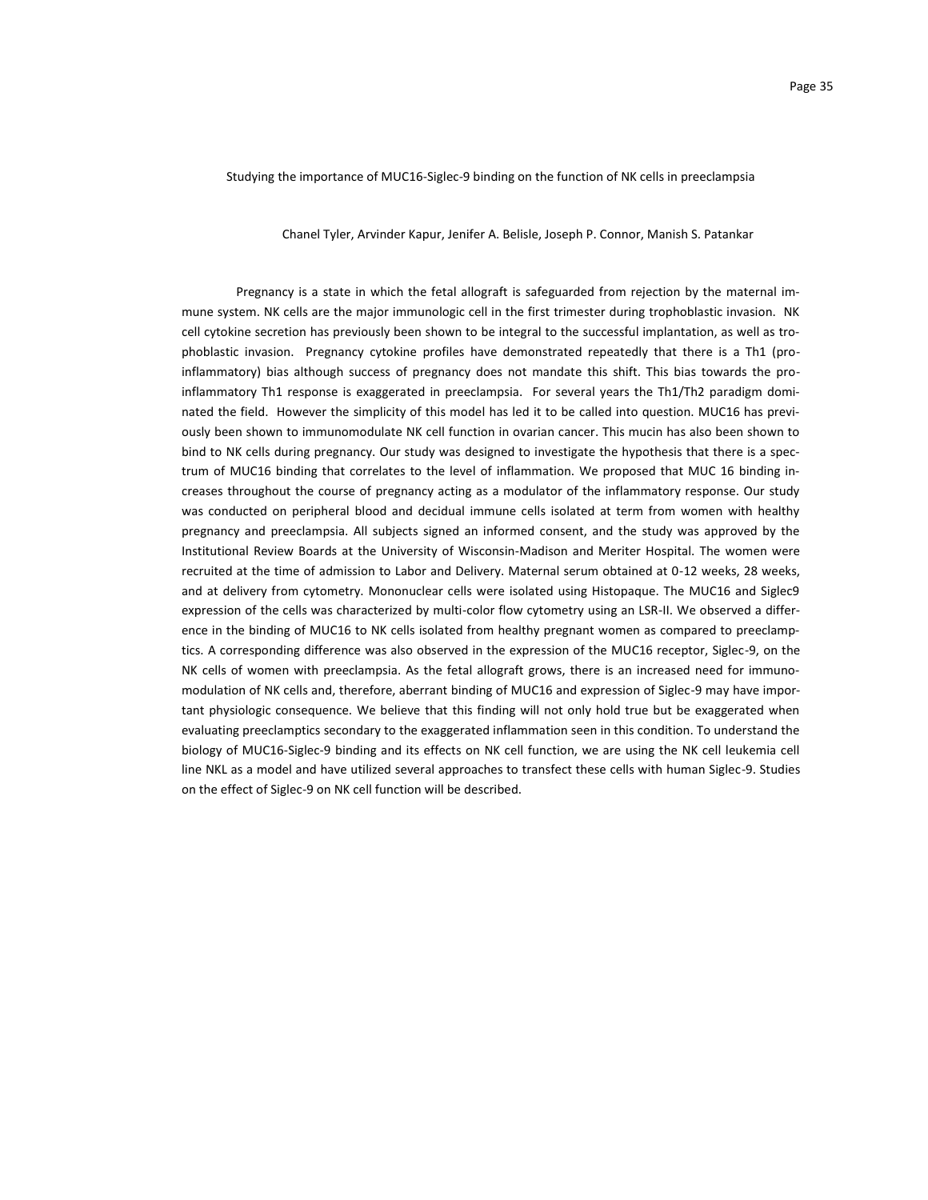## Studying the importance of MUC16-Siglec-9 binding on the function of NK cells in preeclampsia

Chanel Tyler, Arvinder Kapur, Jenifer A. Belisle, Joseph P. Connor, Manish S. Patankar

Pregnancy is a state in which the fetal allograft is safeguarded from rejection by the maternal immune system. NK cells are the major immunologic cell in the first trimester during trophoblastic invasion. NK cell cytokine secretion has previously been shown to be integral to the successful implantation, as well as trophoblastic invasion. Pregnancy cytokine profiles have demonstrated repeatedly that there is a Th1 (pro-inflammatory) bias although success of pregnancy does not mandate this shift. This bias towards the pro-inflammatory Th1 response is exaggerated in preeclampsia. For several years the Th1/Th2 paradigm dominated the field. However the simplicity of this model has led it to be called into question. MUC16 has previously been shown to immunomodulate NK cell function in ovarian cancer. This mucin has also been shown to bind to NK cells during pregnancy. Our study was designed to investigate the hypothesis that there is a spectrum of MUC16 binding that correlates to the level of inflammation. We proposed that MUC 16 binding increases throughout the course of pregnancy acting as a modulator of the inflammatory response. Our study was conducted on peripheral blood and decidual immune cells isolated at term from women with healthy pregnancy and preeclampsia. All subjects signed an informed consent, and the study was approved by the Institutional Review Boards at the University of Wisconsin-Madison and Meriter Hospital. The women were recruited at the time of admission to Labor and Delivery. Maternal serum obtained at 0-12 weeks, 28 weeks, and at delivery from cytometry. Mononuclear cells were isolated using Histopaque. The MUC16 and Siglec9 expression of the cells was characterized by multi-color flow cytometry using an LSR-II. We observed a difference in the binding of MUC16 to NK cells isolated from healthy pregnant women as compared to preeclamptics. A corresponding difference was also observed in the expression of the MUC16 receptor, Siglec-9, on the NK cells of women with preeclampsia. As the fetal allograft grows, there is an increased need for immunomodulation of NK cells and, therefore, aberrant binding of MUC16 and expression of Siglec-9 may have important physiologic consequence. We believe that this finding will not only hold true but be exaggerated when evaluating preeclamptics secondary to the exaggerated inflammation seen in this condition. To understand the biology of MUC16-Siglec-9 binding and its effects on NK cell function, we are using the NK cell leukemia cell line NKL as a model and have utilized several approaches to transfect these cells with human Siglec-9. Studies on the effect of Siglec-9 on NK cell function will be described.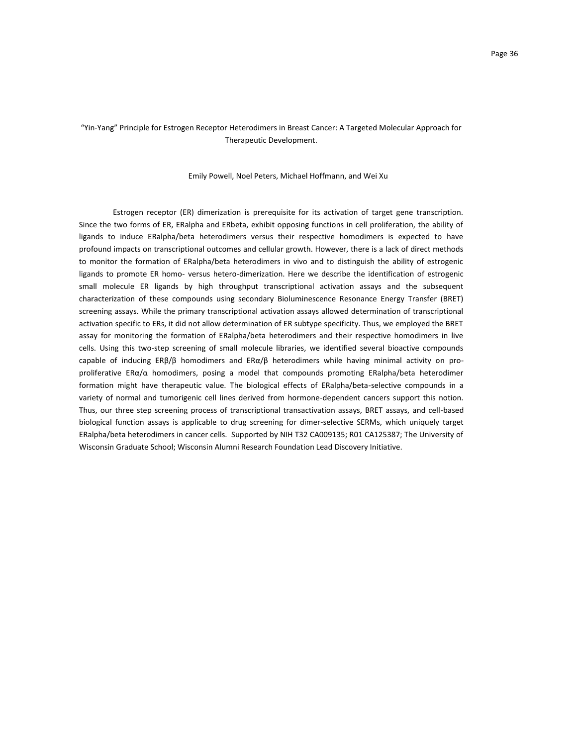"Yin-Yang" Principle for Estrogen Receptor Heterodimers in Breast Cancer: A Targeted Molecular Approach for Therapeutic Development.

Emily Powell, Noel Peters, Michael Hoffmann, and Wei Xu

Estrogen receptor (ER) dimerization is prerequisite for its activation of target gene transcription. Since the two forms of ER, ERalpha and ERbeta, exhibit opposing functions in cell proliferation, the ability of ligands to induce ERalpha/beta heterodimers versus their respective homodimers is expected to have profound impacts on transcriptional outcomes and cellular growth. However, there is a lack of direct methods to monitor the formation of ERalpha/beta heterodimers in vivo and to distinguish the ability of estrogenic ligands to promote ER homo- versus hetero-dimerization. Here we describe the identification of estrogenic small molecule ER ligands by high throughput transcriptional activation assays and the subsequent characterization of these compounds using secondary Bioluminescence Resonance Energy Transfer (BRET) screening assays. While the primary transcriptional activation assays allowed determination of transcriptional activation specific to ERs, it did not allow determination of ER subtype specificity. Thus, we employed the BRET assay for monitoring the formation of ERalpha/beta heterodimers and their respective homodimers in live cells. Using this two-step screening of small molecule libraries, we identified several bioactive compounds capable of inducing ERβ/β homodimers and ERα/β heterodimers while having minimal activity on pro-proliferative ERα/α homodimers, posing a model that compounds promoting ERalpha/beta heterodimer formation might have therapeutic value. The biological effects of ERalpha/beta-selective compounds in a variety of normal and tumorigenic cell lines derived from hormone-dependent cancers support this notion. Thus, our three step screening process of transcriptional transactivation assays, BRET assays, and cell-based biological function assays is applicable to drug screening for dimer-selective SERMs, which uniquely target ERalpha/beta heterodimers in cancer cells. Supported by NIH T32 CA009135; R01 CA125387; The University of Wisconsin Graduate School; Wisconsin Alumni Research Foundation Lead Discovery Initiative.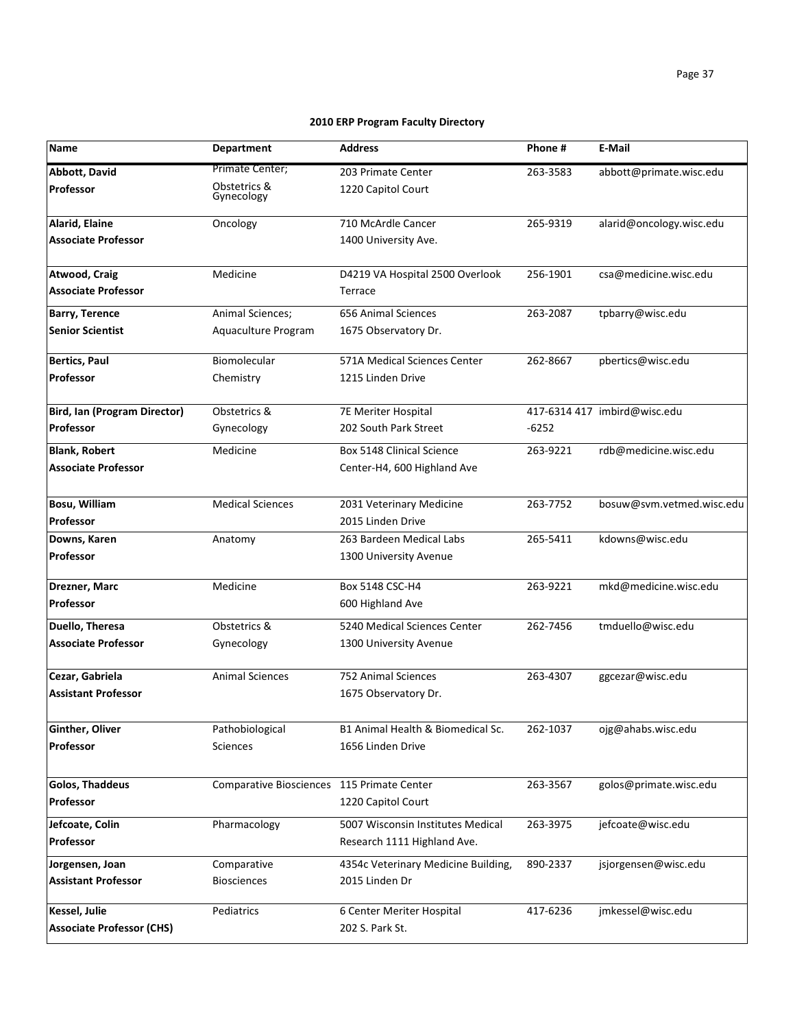**2010 ERP Program Faculty Directory**

| Name | Department | Address | Phone # | E-Mail |
|---|---|---|---|---|
| **Abbott, David**<br>**Professor** | Primate Center; Obstetrics & Gynecology | 203 Primate Center<br>1220 Capitol Court | 263-3583 | abbott@primate.wisc.edu |
| **Alarid, Elaine**<br>**Associate Professor** | Oncology | 710 McArdle Cancer<br>1400 University Ave. | 265-9319 | alarid@oncology.wisc.edu |
| **Atwood, Craig**<br>**Associate Professor** | Medicine | D4219 VA Hospital 2500 Overlook Terrace | 256-1901 | csa@medicine.wisc.edu |
| **Barry, Terence**<br>**Senior Scientist** | Animal Sciences; Aquaculture Program | 656 Animal Sciences<br>1675 Observatory Dr. | 263-2087 | tpbarry@wisc.edu |
| **Bertics, Paul**<br>**Professor** | Biomolecular Chemistry | 571A Medical Sciences Center<br>1215 Linden Drive | 262-8667 | pbertics@wisc.edu |
| **Bird, Ian (Program Director)**<br>**Professor** | Obstetrics & Gynecology | 7E Meriter Hospital<br>202 South Park Street | 417-6314 417 -6252 | imbird@wisc.edu |
| **Blank, Robert**<br>**Associate Professor** | Medicine | Box 5148 Clinical Science Center-H4, 600 Highland Ave | 263-9221 | rdb@medicine.wisc.edu |
| **Bosu, William**<br>**Professor** | Medical Sciences | 2031 Veterinary Medicine<br>2015 Linden Drive | 263-7752 | bosuw@svm.vetmed.wisc.edu |
| **Downs, Karen**<br>**Professor** | Anatomy | 263 Bardeen Medical Labs<br>1300 University Avenue | 265-5411 | kdowns@wisc.edu |
| **Drezner, Marc**<br>**Professor** | Medicine | Box 5148 CSC-H4<br>600 Highland Ave | 263-9221 | mkd@medicine.wisc.edu |
| **Duello, Theresa**<br>**Associate Professor** | Obstetrics & Gynecology | 5240 Medical Sciences Center<br>1300 University Avenue | 262-7456 | tmduello@wisc.edu |
| **Cezar, Gabriela**<br>**Assistant Professor** | Animal Sciences | 752 Animal Sciences<br>1675 Observatory Dr. | 263-4307 | ggcezar@wisc.edu |
| **Ginther, Oliver**<br>**Professor** | Pathobiological Sciences | B1 Animal Health & Biomedical Sc.<br>1656 Linden Drive | 262-1037 | ojg@ahabs.wisc.edu |
| **Golos, Thaddeus**<br>**Professor** | Comparative Biosciences | 115 Primate Center<br>1220 Capitol Court | 263-3567 | golos@primate.wisc.edu |
| **Jefcoate, Colin**<br>**Professor** | Pharmacology | 5007 Wisconsin Institutes Medical Research 1111 Highland Ave. | 263-3975 | jefcoate@wisc.edu |
| **Jorgensen, Joan**<br>**Assistant Professor** | Comparative Biosciences | 4354c Veterinary Medicine Building, 2015 Linden Dr | 890-2337 | jsjorgensen@wisc.edu |
| **Kessel, Julie**<br>**Associate Professor (CHS)** | Pediatrics | 6 Center Meriter Hospital<br>202 S. Park St. | 417-6236 | jmkessel@wisc.edu |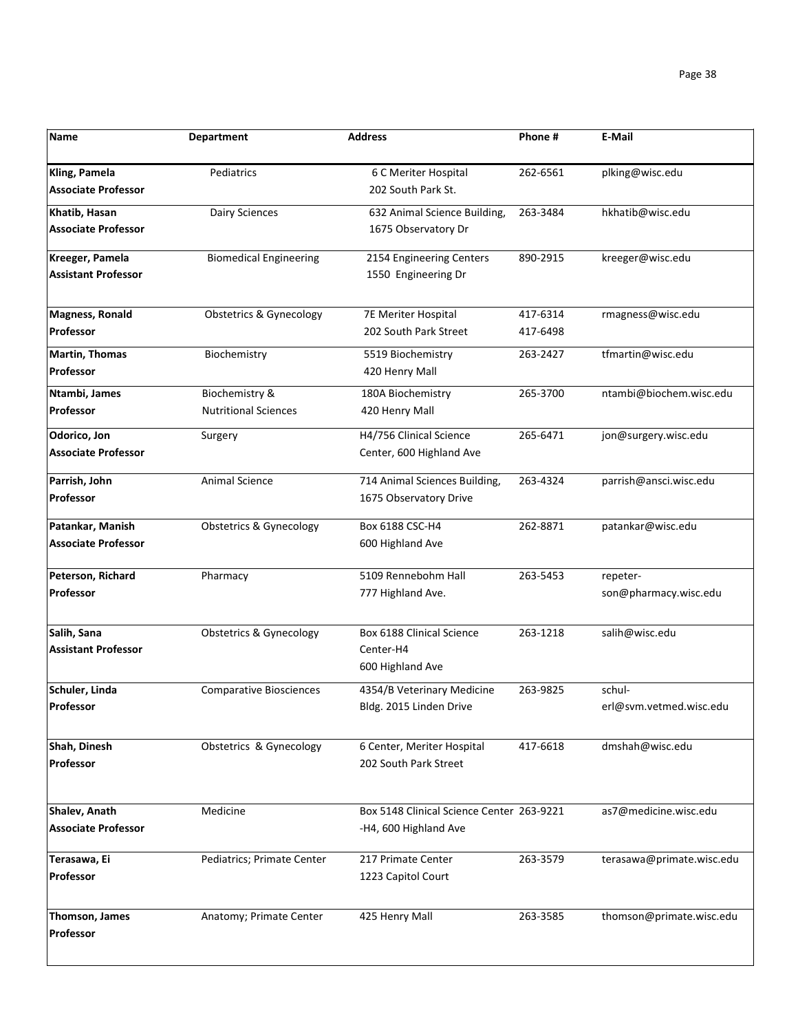| Name | Department | Address | Phone # | E-Mail |
|---|---|---|---|---|
| **Kling, Pamela** **Associate Professor** | Pediatrics | 6 C Meriter Hospital 202 South Park St. | 262-6561 | plking@wisc.edu |
| **Khatib, Hasan** **Associate Professor** | Dairy Sciences | 632 Animal Science Building, 1675 Observatory Dr | 263-3484 | hkhatib@wisc.edu |
| **Kreeger, Pamela** **Assistant Professor** | Biomedical Engineering | 2154 Engineering Centers 1550 Engineering Dr | 890-2915 | kreeger@wisc.edu |
| **Magness, Ronald** **Professor** | Obstetrics & Gynecology | 7E Meriter Hospital 202 South Park Street | 417-6314 417-6498 | rmagness@wisc.edu |
| **Martin, Thomas** **Professor** | Biochemistry | 5519 Biochemistry 420 Henry Mall | 263-2427 | tfmartin@wisc.edu |
| **Ntambi, James** **Professor** | Biochemistry & Nutritional Sciences | 180A Biochemistry 420 Henry Mall | 265-3700 | ntambi@biochem.wisc.edu |
| **Odorico, Jon** **Associate Professor** | Surgery | H4/756 Clinical Science Center, 600 Highland Ave | 265-6471 | jon@surgery.wisc.edu |
| **Parrish, John** **Professor** | Animal Science | 714 Animal Sciences Building, 1675 Observatory Drive | 263-4324 | parrish@ansci.wisc.edu |
| **Patankar, Manish** **Associate Professor** | Obstetrics & Gynecology | Box 6188 CSC-H4 600 Highland Ave | 262-8871 | patankar@wisc.edu |
| **Peterson, Richard** **Professor** | Pharmacy | 5109 Rennebohm Hall 777 Highland Ave. | 263-5453 | repeter-son@pharmacy.wisc.edu |
| **Salih, Sana** **Assistant Professor** | Obstetrics & Gynecology | Box 6188 Clinical Science Center-H4 600 Highland Ave | 263-1218 | salih@wisc.edu |
| **Schuler, Linda** **Professor** | Comparative Biosciences | 4354/B Veterinary Medicine Bldg. 2015 Linden Drive | 263-9825 | schul-erl@svm.vetmed.wisc.edu |
| **Shah, Dinesh** **Professor** | Obstetrics & Gynecology | 6 Center, Meriter Hospital 202 South Park Street | 417-6618 | dmshah@wisc.edu |
| **Shalev, Anath** **Associate Professor** | Medicine | Box 5148 Clinical Science Center -H4, 600 Highland Ave | 263-9221 | as7@medicine.wisc.edu |
| **Terasawa, Ei** **Professor** | Pediatrics; Primate Center | 217 Primate Center 1223 Capitol Court | 263-3579 | terasawa@primate.wisc.edu |
| **Thomson, James** **Professor** | Anatomy; Primate Center | 425 Henry Mall | 263-3585 | thomson@primate.wisc.edu |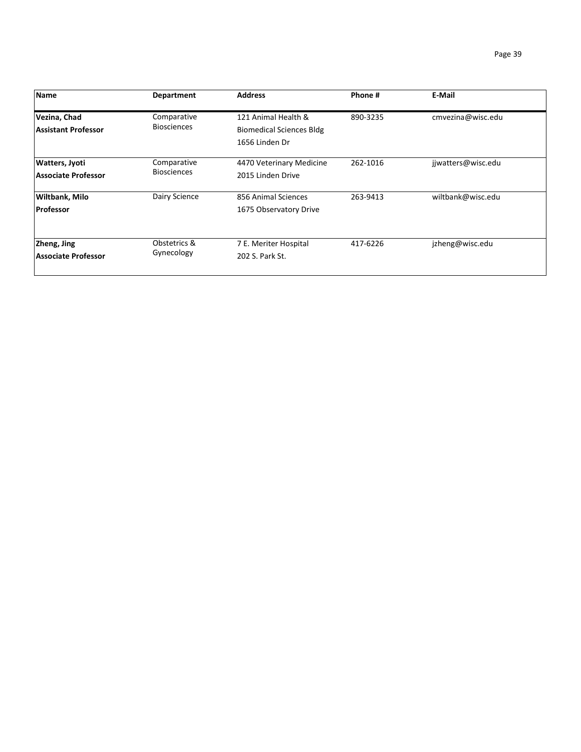| Name | Department | Address | Phone # | E-Mail |
|---|---|---|---|---|
| **Vezina, Chad**<br>**Assistant Professor** | Comparative Biosciences | 121 Animal Health & Biomedical Sciences Bldg<br>1656 Linden Dr | 890-3235 | cmvezina@wisc.edu |
| **Watters, Jyoti**<br>**Associate Professor** | Comparative Biosciences | 4470 Veterinary Medicine<br>2015 Linden Drive | 262-1016 | jjwatters@wisc.edu |
| **Wiltbank, Milo**<br>**Professor** | Dairy Science | 856 Animal Sciences<br>1675 Observatory Drive | 263-9413 | wiltbank@wisc.edu |
| **Zheng, Jing**<br>**Associate Professor** | Obstetrics & Gynecology | 7 E. Meriter Hospital<br>202 S. Park St. | 417-6226 | jzheng@wisc.edu |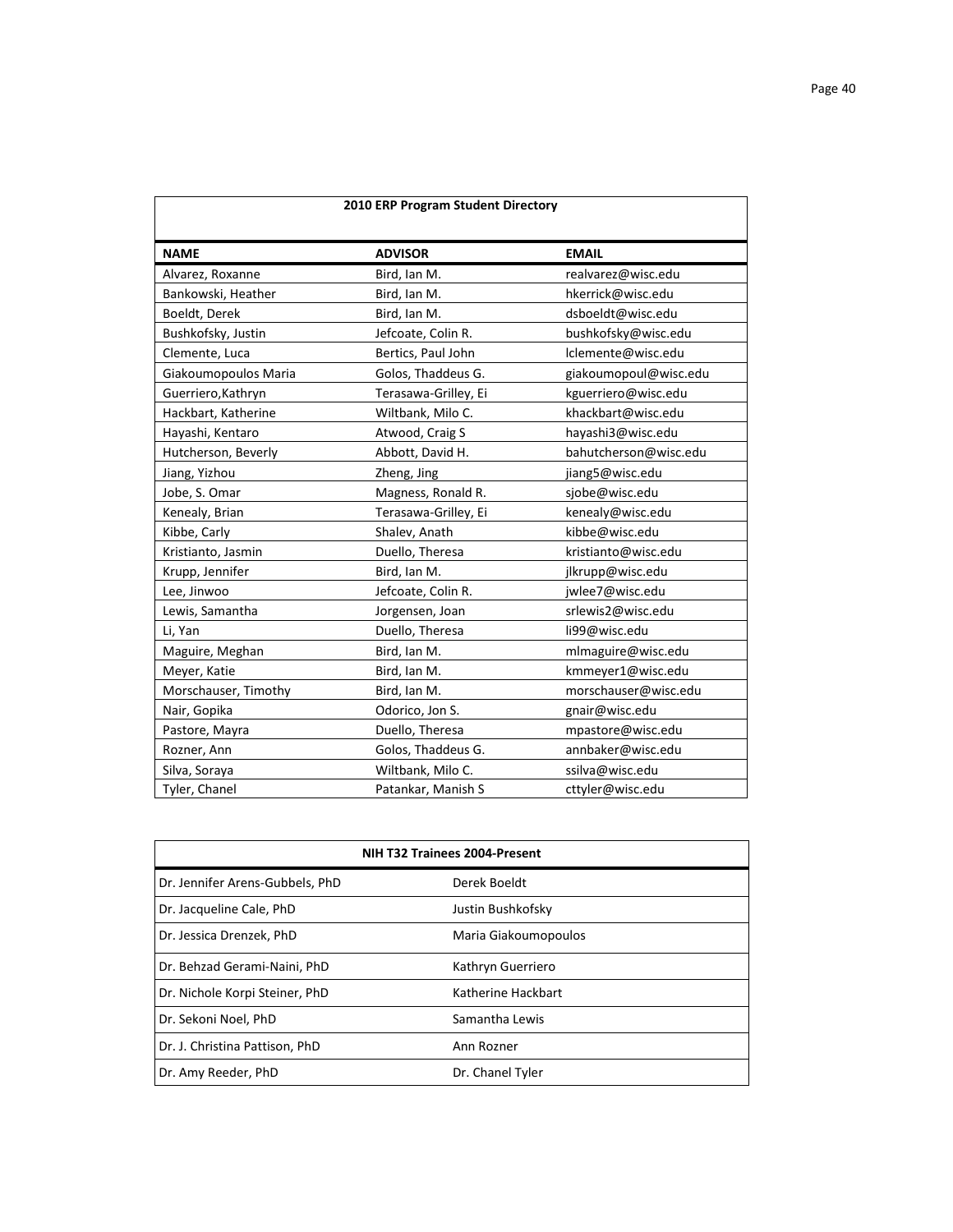| 2010 ERP Program Student Directory | | |
|---|---|---|
| **NAME** | **ADVISOR** | **EMAIL** |
| Alvarez, Roxanne | Bird, Ian M. | realvarez@wisc.edu |
| Bankowski, Heather | Bird, Ian M. | hkerrick@wisc.edu |
| Boeldt, Derek | Bird, Ian M. | dsboeldt@wisc.edu |
| Bushkofsky, Justin | Jefcoate, Colin R. | bushkofsky@wisc.edu |
| Clemente, Luca | Bertics, Paul John | lclemente@wisc.edu |
| Giakoumopoulos Maria | Golos, Thaddeus G. | giakoumopoul@wisc.edu |
| Guerriero,Kathryn | Terasawa-Grilley, Ei | kguerriero@wisc.edu |
| Hackbart, Katherine | Wiltbank, Milo C. | khackbart@wisc.edu |
| Hayashi, Kentaro | Atwood, Craig S | hayashi3@wisc.edu |
| Hutcherson, Beverly | Abbott, David H. | bahutcherson@wisc.edu |
| Jiang, Yizhou | Zheng, Jing | jiang5@wisc.edu |
| Jobe, S. Omar | Magness, Ronald R. | sjobe@wisc.edu |
| Kenealy, Brian | Terasawa-Grilley, Ei | kenealy@wisc.edu |
| Kibbe, Carly | Shalev, Anath | kibbe@wisc.edu |
| Kristianto, Jasmin | Duello, Theresa | kristianto@wisc.edu |
| Krupp, Jennifer | Bird, Ian M. | jlkrupp@wisc.edu |
| Lee, Jinwoo | Jefcoate, Colin R. | jwlee7@wisc.edu |
| Lewis, Samantha | Jorgensen, Joan | srlewis2@wisc.edu |
| Li, Yan | Duello, Theresa | li99@wisc.edu |
| Maguire, Meghan | Bird, Ian M. | mlmaguire@wisc.edu |
| Meyer, Katie | Bird, Ian M. | kmmeyer1@wisc.edu |
| Morschauser, Timothy | Bird, Ian M. | morschauser@wisc.edu |
| Nair, Gopika | Odorico, Jon S. | gnair@wisc.edu |
| Pastore, Mayra | Duello, Theresa | mpastore@wisc.edu |
| Rozner, Ann | Golos, Thaddeus G. | annbaker@wisc.edu |
| Silva, Soraya | Wiltbank, Milo C. | ssilva@wisc.edu |
| Tyler, Chanel | Patankar, Manish S | cttyler@wisc.edu |

| NIH T32 Trainees 2004-Present | |
|---|---|
| Dr. Jennifer Arens-Gubbels, PhD | Derek Boeldt |
| Dr. Jacqueline Cale, PhD | Justin Bushkofsky |
| Dr. Jessica Drenzek, PhD | Maria Giakoumopoulos |
| Dr. Behzad Gerami-Naini, PhD | Kathryn Guerriero |
| Dr. Nichole Korpi Steiner, PhD | Katherine Hackbart |
| Dr. Sekoni Noel, PhD | Samantha Lewis |
| Dr. J. Christina Pattison, PhD | Ann Rozner |
| Dr. Amy Reeder, PhD | Dr. Chanel Tyler |